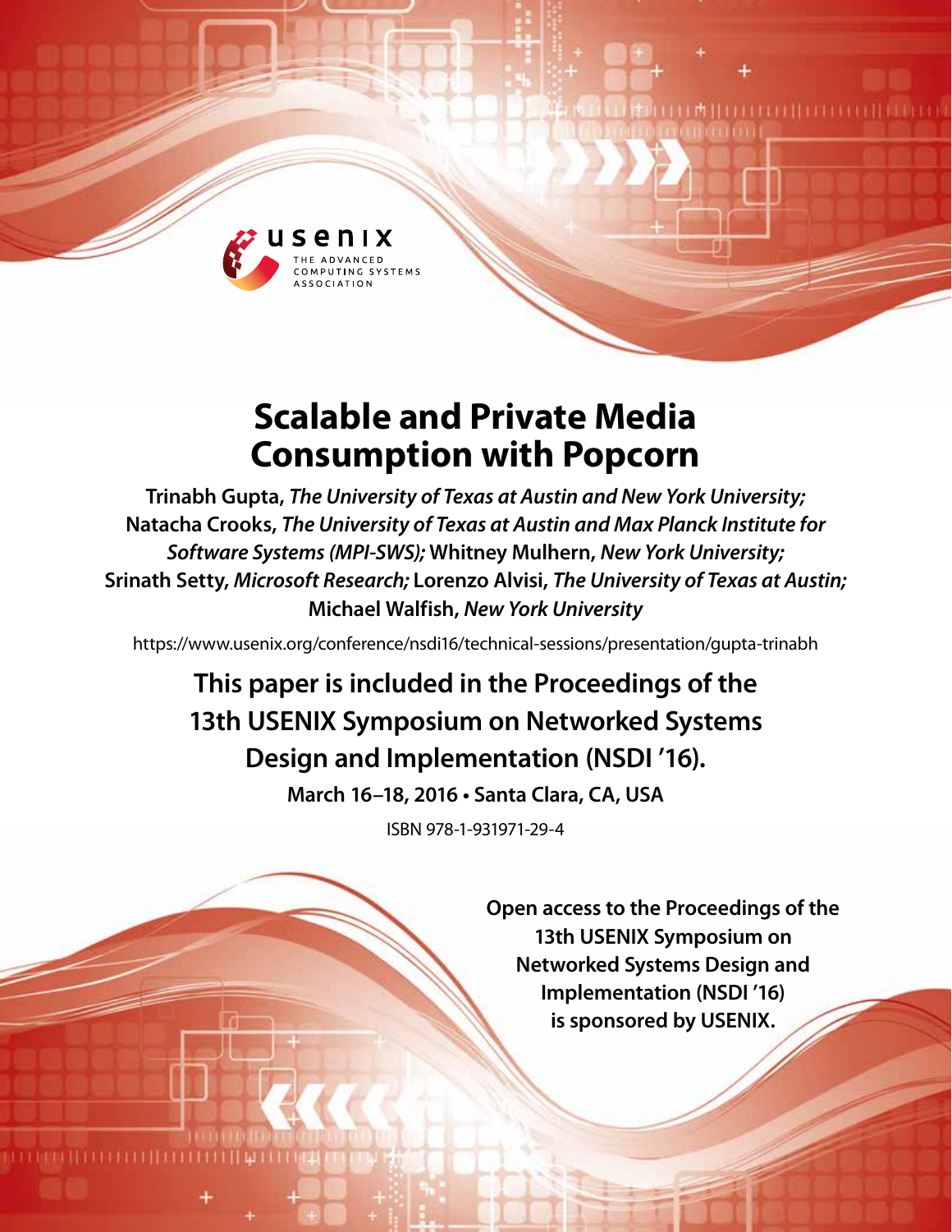usenix

THE ADVANCED COMPUTING SYSTEMS ASSOCIATION

# Scalable and Private Media Consumption with Popcorn

**Trinabh Gupta,** ***The University of Texas at Austin and New York University;*** **Natacha Crooks,** ***The University of Texas at Austin and Max Planck Institute for Software Systems (MPI-SWS);*** **Whitney Mulhern,** ***New York University;*** **Srinath Setty,** ***Microsoft Research;*** **Lorenzo Alvisi,** ***The University of Texas at Austin;*** **Michael Walfish,** ***New York University***

https://www.usenix.org/conference/nsdi16/technical-sessions/presentation/gupta-trinabh

**This paper is included in the Proceedings of the 13th USENIX Symposium on Networked Systems Design and Implementation (NSDI '16).**

**March 16–18, 2016 • Santa Clara, CA, USA**

ISBN 978-1-931971-29-4

**Open access to the Proceedings of the 13th USENIX Symposium on Networked Systems Design and Implementation (NSDI '16) is sponsored by USENIX.**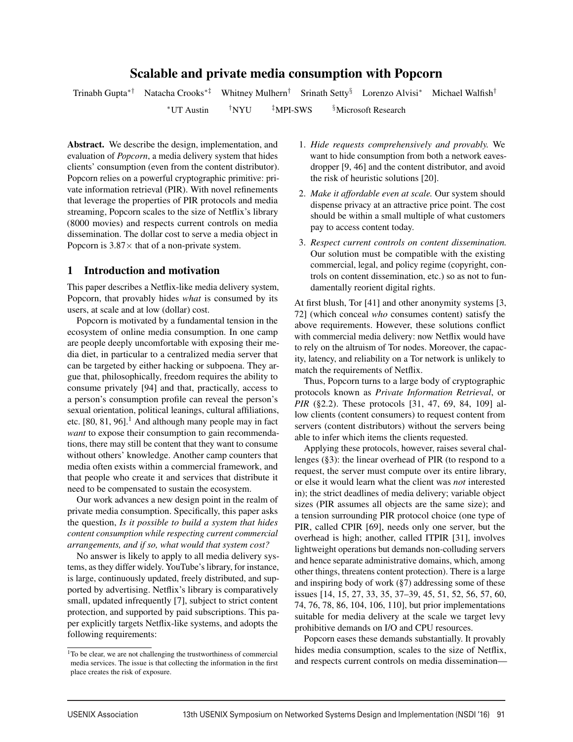# Scalable and private media consumption with Popcorn

Trinabh Gupta[*†] Natacha Crooks[*‡] Whitney Mulhern[†] Srinath Setty[§] Lorenzo Alvisi[*] Michael Walfish[†]

[*]UT Austin [†]NYU [‡]MPI-SWS [§]Microsoft Research

**Abstract.** We describe the design, implementation, and evaluation of *Popcorn*, a media delivery system that hides clients' consumption (even from the content distributor). Popcorn relies on a powerful cryptographic primitive: private information retrieval (PIR). With novel refinements that leverage the properties of PIR protocols and media streaming, Popcorn scales to the size of Netflix's library (8000 movies) and respects current controls on media dissemination. The dollar cost to serve a media object in Popcorn is 3.87× that of a non-private system.

## 1 Introduction and motivation

This paper describes a Netflix-like media delivery system, Popcorn, that provably hides *what* is consumed by its users, at scale and at low (dollar) cost.

Popcorn is motivated by a fundamental tension in the ecosystem of online media consumption. In one camp are people deeply uncomfortable with exposing their media diet, in particular to a centralized media server that can be targeted by either hacking or subpoena. They argue that, philosophically, freedom requires the ability to consume privately [94] and that, practically, access to a person's consumption profile can reveal the person's sexual orientation, political leanings, cultural affiliations, etc. [80, 81, 96].[1] And although many people may in fact *want* to expose their consumption to gain recommendations, there may still be content that they want to consume without others' knowledge. Another camp counters that media often exists within a commercial framework, and that people who create it and services that distribute it need to be compensated to sustain the ecosystem.

Our work advances a new design point in the realm of private media consumption. Specifically, this paper asks the question, ***Is it possible to build a system that hides content consumption while respecting current commercial arrangements, and if so, what would that system cost?***

No answer is likely to apply to all media delivery systems, as they differ widely. YouTube's library, for instance, is large, continuously updated, freely distributed, and supported by advertising. Netflix's library is comparatively small, updated infrequently [7], subject to strict content protection, and supported by paid subscriptions. This paper explicitly targets Netflix-like systems, and adopts the following requirements:

1. *Hide requests comprehensively and provably.* We want to hide consumption from both a network eavesdropper [9, 46] and the content distributor, and avoid the risk of heuristic solutions [20].
2. *Make it affordable even at scale.* Our system should dispense privacy at an attractive price point. The cost should be within a small multiple of what customers pay to access content today.
3. *Respect current controls on content dissemination.* Our solution must be compatible with the existing commercial, legal, and policy regime (copyright, controls on content dissemination, etc.) so as not to fundamentally reorient digital rights.

At first blush, Tor [41] and other anonymity systems [3, 72] (which conceal *who* consumes content) satisfy the above requirements. However, these solutions conflict with commercial media delivery: now Netflix would have to rely on the altruism of Tor nodes. Moreover, the capacity, latency, and reliability on a Tor network is unlikely to match the requirements of Netflix.

Thus, Popcorn turns to a large body of cryptographic protocols known as *Private Information Retrieval*, or *PIR* (§2.2). These protocols [31, 47, 69, 84, 109] allow clients (content consumers) to request content from servers (content distributors) without the servers being able to infer which items the clients requested.

Applying these protocols, however, raises several challenges (§3): the linear overhead of PIR (to respond to a request, the server must compute over its entire library, or else it would learn what the client was *not* interested in); the strict deadlines of media delivery; variable object sizes (PIR assumes all objects are the same size); and a tension surrounding PIR protocol choice (one type of PIR, called CPIR [69], needs only one server, but the overhead is high; another, called ITPIR [31], involves lightweight operations but demands non-colluding servers and hence separate administrative domains, which, among other things, threatens content protection). There is a large and inspiring body of work (§7) addressing some of these issues [14, 15, 27, 33, 35, 37–39, 45, 51, 52, 56, 57, 60, 74, 76, 78, 86, 104, 106, 110], but prior implementations suitable for media delivery at the scale we target levy prohibitive demands on I/O and CPU resources.

Popcorn eases these demands substantially. It provably hides media consumption, scales to the size of Netflix, and respects current controls on media dissemination—

[1]To be clear, we are not challenging the trustworthiness of commercial media services. The issue is that collecting the information in the first place creates the risk of exposure.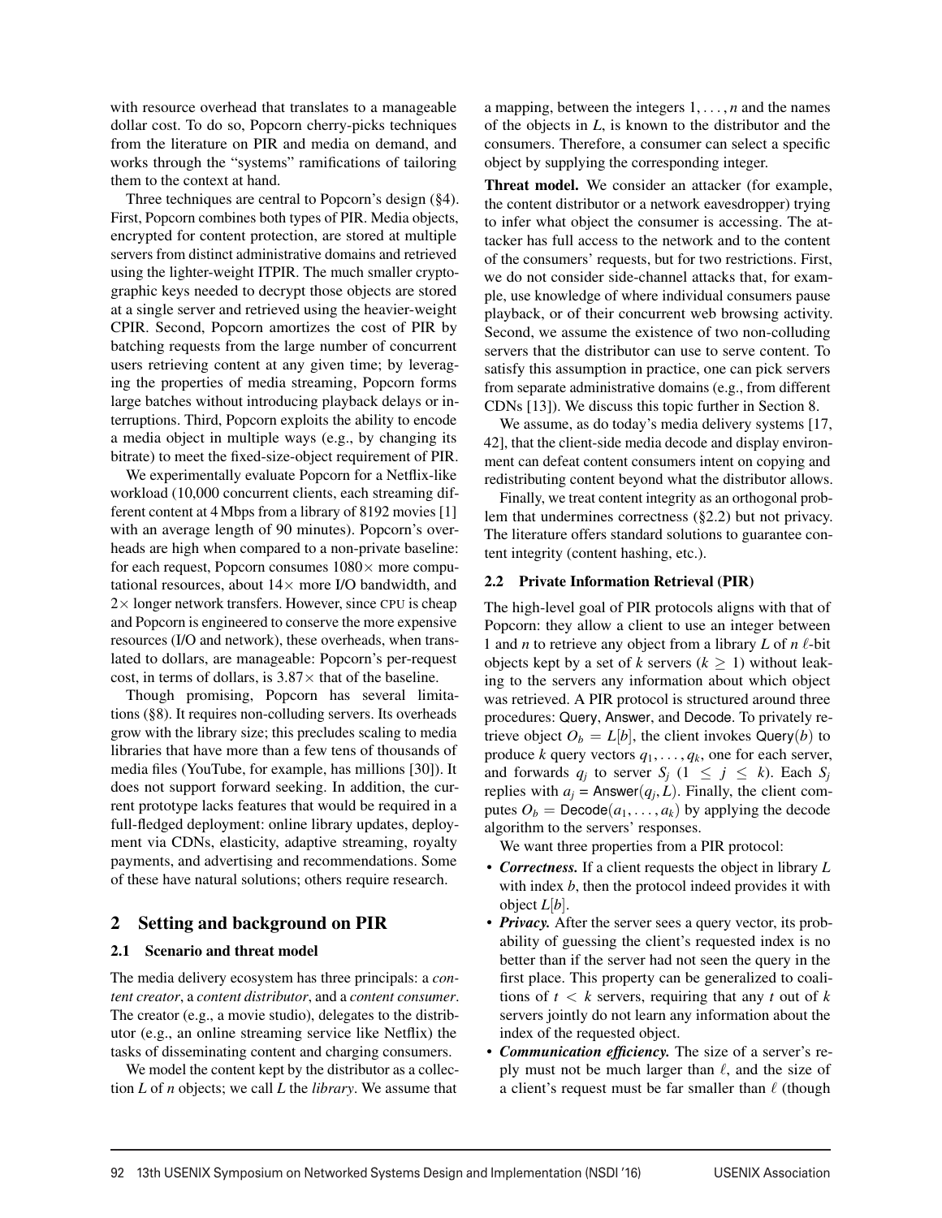with resource overhead that translates to a manageable dollar cost. To do so, Popcorn cherry-picks techniques from the literature on PIR and media on demand, and works through the "systems" ramifications of tailoring them to the context at hand.

Three techniques are central to Popcorn's design (§4). First, Popcorn combines both types of PIR. Media objects, encrypted for content protection, are stored at multiple servers from distinct administrative domains and retrieved using the lighter-weight ITPIR. The much smaller cryptographic keys needed to decrypt those objects are stored at a single server and retrieved using the heavier-weight CPIR. Second, Popcorn amortizes the cost of PIR by batching requests from the large number of concurrent users retrieving content at any given time; by leveraging the properties of media streaming, Popcorn forms large batches without introducing playback delays or interruptions. Third, Popcorn exploits the ability to encode a media object in multiple ways (e.g., by changing its bitrate) to meet the fixed-size-object requirement of PIR.

We experimentally evaluate Popcorn for a Netflix-like workload (10,000 concurrent clients, each streaming different content at 4 Mbps from a library of 8192 movies [1] with an average length of 90 minutes). Popcorn's overheads are high when compared to a non-private baseline: for each request, Popcorn consumes $1080\times$ more computational resources, about $14\times$ more I/O bandwidth, and $2\times$ longer network transfers. However, since CPU is cheap and Popcorn is engineered to conserve the more expensive resources (I/O and network), these overheads, when translated to dollars, are manageable: Popcorn's per-request cost, in terms of dollars, is $3.87\times$ that of the baseline.

Though promising, Popcorn has several limitations (§8). It requires non-colluding servers. Its overheads grow with the library size; this precludes scaling to media libraries that have more than a few tens of thousands of media files (YouTube, for example, has millions [30]). It does not support forward seeking. In addition, the current prototype lacks features that would be required in a full-fledged deployment: online library updates, deployment via CDNs, elasticity, adaptive streaming, royalty payments, and advertising and recommendations. Some of these have natural solutions; others require research.

## 2 Setting and background on PIR

### 2.1 Scenario and threat model

The media delivery ecosystem has three principals: a *content creator*, a *content distributor*, and a *content consumer*. The creator (e.g., a movie studio), delegates to the distributor (e.g., an online streaming service like Netflix) the tasks of disseminating content and charging consumers.

We model the content kept by the distributor as a collection $L$ of $n$ objects; we call $L$ the *library*. We assume that a mapping, between the integers $1,\ldots,n$ and the names of the objects in $L$, is known to the distributor and the consumers. Therefore, a consumer can select a specific object by supplying the corresponding integer.

**Threat model.** We consider an attacker (for example, the content distributor or a network eavesdropper) trying to infer what object the consumer is accessing. The attacker has full access to the network and to the content of the consumers' requests, but for two restrictions. First, we do not consider side-channel attacks that, for example, use knowledge of where individual consumers pause playback, or of their concurrent web browsing activity. Second, we assume the existence of two non-colluding servers that the distributor can use to serve content. To satisfy this assumption in practice, one can pick servers from separate administrative domains (e.g., from different CDNs [13]). We discuss this topic further in Section 8.

We assume, as do today's media delivery systems [17, 42], that the client-side media decode and display environment can defeat content consumers intent on copying and redistributing content beyond what the distributor allows.

Finally, we treat content integrity as an orthogonal problem that undermines correctness (§2.2) but not privacy. The literature offers standard solutions to guarantee content integrity (content hashing, etc.).

### 2.2 Private Information Retrieval (PIR)

The high-level goal of PIR protocols aligns with that of Popcorn: they allow a client to use an integer between 1 and $n$ to retrieve any object from a library $L$ of $n$ $\ell$-bit objects kept by a set of $k$ servers ($k \geq 1$) without leaking to the servers any information about which object was retrieved. A PIR protocol is structured around three procedures: Query, Answer, and Decode. To privately retrieve object $O_b = L[b]$, the client invokes $\mathsf{Query}(b)$ to produce $k$ query vectors $q_1,\ldots,q_k$, one for each server, and forwards $q_j$ to server $S_j$ ($1 \leq j \leq k$). Each $S_j$ replies with $a_j = \mathsf{Answer}(q_j, L)$. Finally, the client computes $O_b = \mathsf{Decode}(a_1,\ldots,a_k)$ by applying the decode algorithm to the servers' responses.

We want three properties from a PIR protocol:

- ***Correctness.*** If a client requests the object in library $L$ with index $b$, then the protocol indeed provides it with object $L[b]$.
- ***Privacy.*** After the server sees a query vector, its probability of guessing the client's requested index is no better than if the server had not seen the query in the first place. This property can be generalized to coalitions of $t < k$ servers, requiring that any $t$ out of $k$ servers jointly do not learn any information about the index of the requested object.
- ***Communication efficiency.*** The size of a server's reply must not be much larger than $\ell$, and the size of a client's request must be far smaller than $\ell$ (though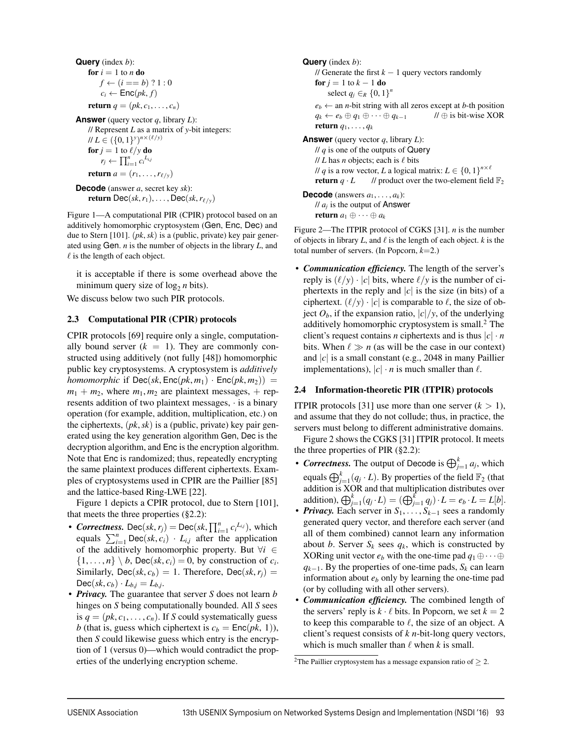```
Query (index b):
    for i = 1 to n do
        f ← (i == b) ? 1 : 0
        c_i ← Enc(pk, f)
    return q = (pk, c_1, ..., c_n)

Answer (query vector q, library L):
    // Represent L as a matrix of y-bit integers:
    // L ∈ ({0,1}^y)^{n×(ℓ/y)}
    for j = 1 to ℓ/y do
        r_j ← ∏_{i=1}^{n} c_i^{L_{i,j}}
    return a = (r_1, ..., r_{ℓ/y})

Decode (answer a, secret key sk):
    return Dec(sk, r_1), ..., Dec(sk, r_{ℓ/y})
```

Figure 1—A computational PIR (CPIR) protocol based on an additively homomorphic cryptosystem (Gen, Enc, Dec) and due to Stern [101]. $(pk, sk)$ is a (public, private) key pair generated using Gen. $n$ is the number of objects in the library $L$, and $\ell$ is the length of each object.

it is acceptable if there is some overhead above the minimum query size of $\log_2 n$ bits).

We discuss below two such PIR protocols.

### 2.3 Computational PIR (CPIR) protocols

CPIR protocols [69] require only a single, computationally bound server ($k = 1$). They are commonly constructed using additively (not fully [48]) homomorphic public key cryptosystems. A cryptosystem is *additively homomorphic* if $\mathsf{Dec}(sk, \mathsf{Enc}(pk, m_1) \cdot \mathsf{Enc}(pk, m_2)) = m_1 + m_2$, where $m_1, m_2$ are plaintext messages, $+$ represents addition of two plaintext messages, $\cdot$ is a binary operation (for example, addition, multiplication, etc.) on the ciphertexts, $(pk, sk)$ is a (public, private) key pair generated using the key generation algorithm Gen, Dec is the decryption algorithm, and Enc is the encryption algorithm. Note that Enc is randomized; thus, repeatedly encrypting the same plaintext produces different ciphertexts. Examples of cryptosystems used in CPIR are the Paillier [85] and the lattice-based Ring-LWE [22].

Figure 1 depicts a CPIR protocol, due to Stern [101], that meets the three properties (§2.2):

- ***Correctness.*** $\mathsf{Dec}(sk, r_j) = \mathsf{Dec}(sk, \prod_{i=1}^{n} c_i^{L_{i,j}})$, which equals $\sum_{i=1}^{n} \mathsf{Dec}(sk, c_i) \cdot L_{i,j}$ after the application of the additively homomorphic property. But $\forall i \in \{1, \ldots, n\} \setminus b$, $\mathsf{Dec}(sk, c_i) = 0$, by construction of $c_i$. Similarly, $\mathsf{Dec}(sk, c_b) = 1$. Therefore, $\mathsf{Dec}(sk, r_j) = \mathsf{Dec}(sk, c_b) \cdot L_{b,j} = L_{b,j}$.
- ***Privacy.*** The guarantee that server $S$ does not learn $b$ hinges on $S$ being computationally bounded. All $S$ sees is $q = (pk, c_1, \ldots, c_n)$. If $S$ could systematically guess $b$ (that is, guess which ciphertext is $c_b = \mathsf{Enc}(pk, 1)$), then $S$ could likewise guess which entry is the encryption of 1 (versus 0)—which would contradict the properties of the underlying encryption scheme.
- ***Communication efficiency.*** The length of the server's reply is $(\ell/y) \cdot |c|$ bits, where $\ell/y$ is the number of ciphertexts in the reply and $|c|$ is the size (in bits) of a ciphertext. $(\ell/y) \cdot |c|$ is comparable to $\ell$, the size of object $O_b$, if the expansion ratio, $|c|/y$, of the underlying additively homomorphic cryptosystem is small.[2] The client's request contains $n$ ciphertexts and is thus $|c| \cdot n$ bits. When $\ell \gg n$ (as will be the case in our context) and $|c|$ is a small constant (e.g., 2048 in many Paillier implementations), $|c| \cdot n$ is much smaller than $\ell$.

```
Query (index b):
    // Generate the first k − 1 query vectors randomly
    for j = 1 to k − 1 do
        select q_j ∈_R {0,1}^n
    e_b ← an n-bit string with all zeros except at b-th position
    q_k ← e_b ⊕ q_1 ⊕ ··· ⊕ q_{k−1}        // ⊕ is bit-wise XOR
    return q_1, ..., q_k

Answer (query vector q, library L):
    // q is one of the outputs of Query
    // L has n objects; each is ℓ bits
    // q is a row vector, L a logical matrix: L ∈ {0,1}^{n×ℓ}
    return q · L      // product over the two-element field F_2

Decode (answers a_1, ..., a_k):
    // a_j is the output of Answer
    return a_1 ⊕ ··· ⊕ a_k
```

Figure 2—The ITPIR protocol of CGKS [31]. $n$ is the number of objects in library $L$, and $\ell$ is the length of each object. $k$ is the total number of servers. (In Popcorn, $k$=2.)

### 2.4 Information-theoretic PIR (ITPIR) protocols

ITPIR protocols [31] use more than one server ($k > 1$), and assume that they do not collude; thus, in practice, the servers must belong to different administrative domains.

Figure 2 shows the CGKS [31] ITPIR protocol. It meets the three properties of PIR (§2.2):

- ***Correctness.*** The output of Decode is $\bigoplus_{j=1}^{k} a_j$, which equals $\bigoplus_{j=1}^{k} (q_j \cdot L)$. By properties of the field $\mathbb{F}_2$ (that addition is XOR and that multiplication distributes over addition), $\bigoplus_{j=1}^{k} (q_j \cdot L) = (\bigoplus_{j=1}^{k} q_j) \cdot L = e_b \cdot L = L[b]$.
- ***Privacy.*** Each server in $S_1, \ldots, S_{k-1}$ sees a randomly generated query vector, and therefore each server (and all of them combined) cannot learn any information about $b$. Server $S_k$ sees $q_k$, which is constructed by XORing unit vector $e_b$ with the one-time pad $q_1 \oplus \cdots \oplus q_{k-1}$. By the properties of one-time pads, $S_k$ can learn information about $e_b$ only by learning the one-time pad (or by colluding with all other servers).
- ***Communication efficiency.*** The combined length of the servers' reply is $k \cdot \ell$ bits. In Popcorn, we set $k = 2$ to keep this comparable to $\ell$, the size of an object. A client's request consists of $k$ $n$-bit-long query vectors, which is much smaller than $\ell$ when $k$ is small.

[2] The Paillier cryptosystem has a message expansion ratio of $\geq 2$.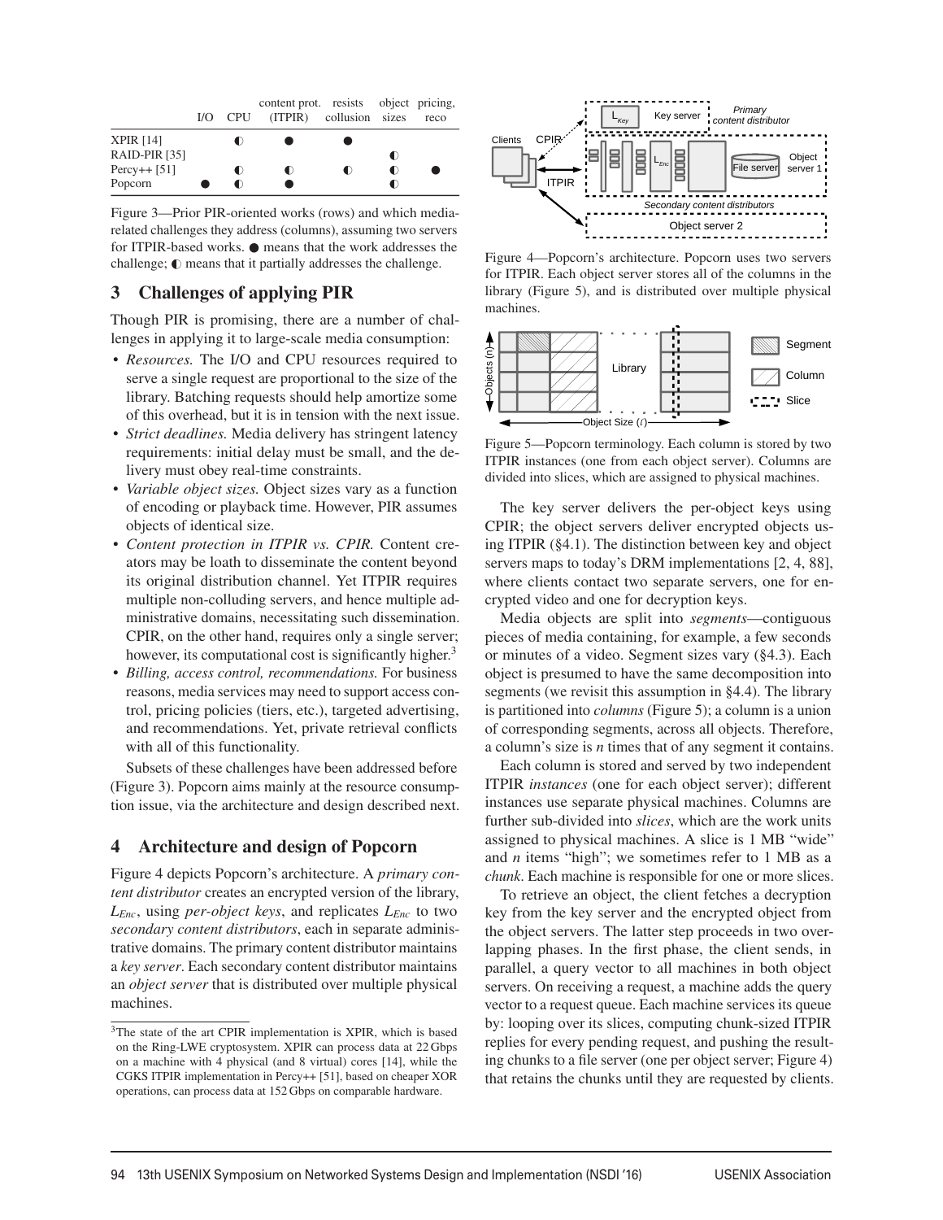| | I/O | CPU | content prot. (ITPIR) | resists collusion | object sizes | pricing, reco |
|---|---|---|---|---|---|---|
| XPIR [14] | | ◐ | ● | ● | | |
| RAID-PIR [35] | | | | | ◐ | |
| Percy++ [51] | | ◐ | ◐ | ◐ | ◐ | ● |
| Popcorn | ● | ◐ | ● | | ◐ | |

Figure 3—Prior PIR-oriented works (rows) and which media-related challenges they address (columns), assuming two servers for ITPIR-based works. ● means that the work addresses the challenge; ◐ means that it partially addresses the challenge.

## 3 Challenges of applying PIR

Though PIR is promising, there are a number of challenges in applying it to large-scale media consumption:

- *Resources.* The I/O and CPU resources required to serve a single request are proportional to the size of the library. Batching requests should help amortize some of this overhead, but it is in tension with the next issue.
- *Strict deadlines.* Media delivery has stringent latency requirements: initial delay must be small, and the delivery must obey real-time constraints.
- *Variable object sizes.* Object sizes vary as a function of encoding or playback time. However, PIR assumes objects of identical size.
- *Content protection in ITPIR vs. CPIR.* Content creators may be loath to disseminate the content beyond its original distribution channel. Yet ITPIR requires multiple non-colluding servers, and hence multiple administrative domains, necessitating such dissemination. CPIR, on the other hand, requires only a single server; however, its computational cost is significantly higher.[3]
- *Billing, access control, recommendations.* For business reasons, media services may need to support access control, pricing policies (tiers, etc.), targeted advertising, and recommendations. Yet, private retrieval conflicts with all of this functionality.

Subsets of these challenges have been addressed before (Figure 3). Popcorn aims mainly at the resource consumption issue, via the architecture and design described next.

## 4 Architecture and design of Popcorn

Figure 4 depicts Popcorn's architecture. A *primary content distributor* creates an encrypted version of the library, $L_{Enc}$, using *per-object keys*, and replicates $L_{Enc}$ to two *secondary content distributors*, each in separate administrative domains. The primary content distributor maintains a *key server*. Each secondary content distributor maintains an *object server* that is distributed over multiple physical machines.

[3]The state of the art CPIR implementation is XPIR, which is based on the Ring-LWE cryptosystem. XPIR can process data at 22 Gbps on a machine with 4 physical (and 8 virtual) cores [14], while the CGKS ITPIR implementation in Percy++ [51], based on cheaper XOR operations, can process data at 152 Gbps on comparable hardware.

Figure 4—Popcorn's architecture. Popcorn uses two servers for ITPIR. Each object server stores all of the columns in the library (Figure 5), and is distributed over multiple physical machines.

Figure 5—Popcorn terminology. Each column is stored by two ITPIR instances (one from each object server). Columns are divided into slices, which are assigned to physical machines.

The key server delivers the per-object keys using CPIR; the object servers deliver encrypted objects using ITPIR (§4.1). The distinction between key and object servers maps to today's DRM implementations [2, 4, 88], where clients contact two separate servers, one for encrypted video and one for decryption keys.

Media objects are split into *segments*—contiguous pieces of media containing, for example, a few seconds or minutes of a video. Segment sizes vary (§4.3). Each object is presumed to have the same decomposition into segments (we revisit this assumption in §4.4). The library is partitioned into *columns* (Figure 5); a column is a union of corresponding segments, across all objects. Therefore, a column's size is $n$ times that of any segment it contains.

Each column is stored and served by two independent ITPIR *instances* (one for each object server); different instances use separate physical machines. Columns are further sub-divided into *slices*, which are the work units assigned to physical machines. A slice is 1 MB "wide" and $n$ items "high"; we sometimes refer to 1 MB as a *chunk*. Each machine is responsible for one or more slices.

To retrieve an object, the client fetches a decryption key from the key server and the encrypted object from the object servers. The latter step proceeds in two overlapping phases. In the first phase, the client sends, in parallel, a query vector to all machines in both object servers. On receiving a request, a machine adds the query vector to a request queue. Each machine services its queue by: looping over its slices, computing chunk-sized ITPIR replies for every pending request, and pushing the resulting chunks to a file server (one per object server; Figure 4) that retains the chunks until they are requested by clients.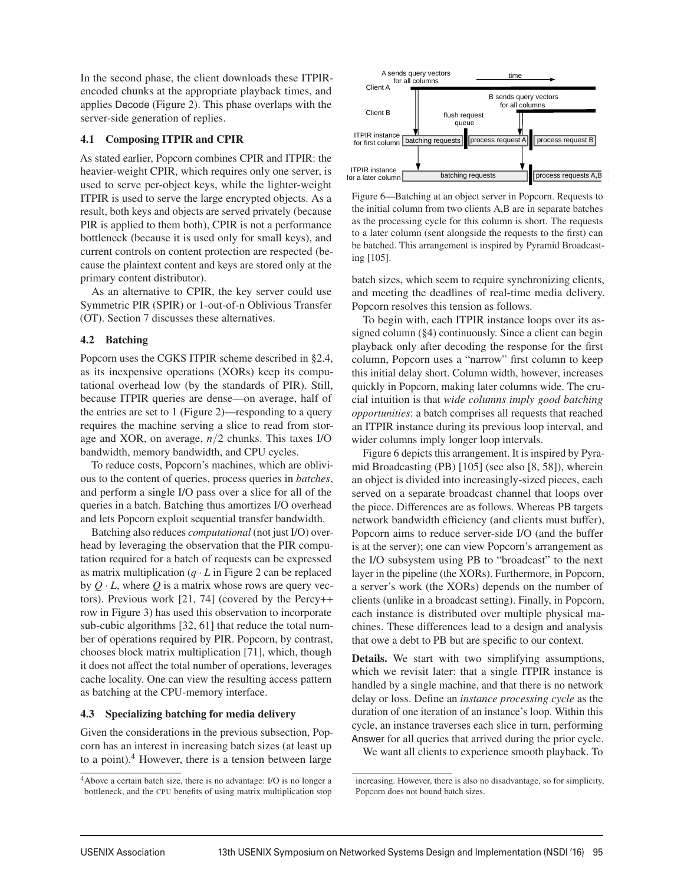In the second phase, the client downloads these ITPIR-encoded chunks at the appropriate playback times, and applies Decode (Figure 2). This phase overlaps with the server-side generation of replies.

### 4.1 Composing ITPIR and CPIR

As stated earlier, Popcorn combines CPIR and ITPIR: the heavier-weight CPIR, which requires only one server, is used to serve per-object keys, while the lighter-weight ITPIR is used to serve the large encrypted objects. As a result, both keys and objects are served privately (because PIR is applied to them both), CPIR is not a performance bottleneck (because it is used only for small keys), and current controls on content protection are respected (because the plaintext content and keys are stored only at the primary content distributor).

As an alternative to CPIR, the key server could use Symmetric PIR (SPIR) or 1-out-of-n Oblivious Transfer (OT). Section 7 discusses these alternatives.

### 4.2 Batching

Popcorn uses the CGKS ITPIR scheme described in §2.4, as its inexpensive operations (XORs) keep its computational overhead low (by the standards of PIR). Still, because ITPIR queries are dense—on average, half of the entries are set to 1 (Figure 2)—responding to a query requires the machine serving a slice to read from storage and XOR, on average, $n/2$ chunks. This taxes I/O bandwidth, memory bandwidth, and CPU cycles.

To reduce costs, Popcorn's machines, which are oblivious to the content of queries, process queries in *batches*, and perform a single I/O pass over a slice for all of the queries in a batch. Batching thus amortizes I/O overhead and lets Popcorn exploit sequential transfer bandwidth.

Batching also reduces *computational* (not just I/O) overhead by leveraging the observation that the PIR computation required for a batch of requests can be expressed as matrix multiplication ($q \cdot L$ in Figure 2 can be replaced by $Q \cdot L$, where $Q$ is a matrix whose rows are query vectors). Previous work [21, 74] (covered by the Percy++ row in Figure 3) has used this observation to incorporate sub-cubic algorithms [32, 61] that reduce the total number of operations required by PIR. Popcorn, by contrast, chooses block matrix multiplication [71], which, though it does not affect the total number of operations, leverages cache locality. One can view the resulting access pattern as batching at the CPU-memory interface.

### 4.3 Specializing batching for media delivery

Given the considerations in the previous subsection, Popcorn has an interest in increasing batch sizes (at least up to a point).[4] However, there is a tension between large batch sizes, which seem to require synchronizing clients, and meeting the deadlines of real-time media delivery. Popcorn resolves this tension as follows.

Figure 6—Batching at an object server in Popcorn. Requests to the initial column from two clients A,B are in separate batches as the processing cycle for this column is short. The requests to a later column (sent alongside the requests to the first) can be batched. This arrangement is inspired by Pyramid Broadcasting [105].

To begin with, each ITPIR instance loops over its assigned column (§4) continuously. Since a client can begin playback only after decoding the response for the first column, Popcorn uses a "narrow" first column to keep this initial delay short. Column width, however, increases quickly in Popcorn, making later columns wide. The crucial intuition is that *wide columns imply good batching opportunities*: a batch comprises all requests that reached an ITPIR instance during its previous loop interval, and wider columns imply longer loop intervals.

Figure 6 depicts this arrangement. It is inspired by Pyramid Broadcasting (PB) [105] (see also [8, 58]), wherein an object is divided into increasingly-sized pieces, each served on a separate broadcast channel that loops over the piece. Differences are as follows. Whereas PB targets network bandwidth efficiency (and clients must buffer), Popcorn aims to reduce server-side I/O (and the buffer is at the server); one can view Popcorn's arrangement as the I/O subsystem using PB to "broadcast" to the next layer in the pipeline (the XORs). Furthermore, in Popcorn, a server's work (the XORs) depends on the number of clients (unlike in a broadcast setting). Finally, in Popcorn, each instance is distributed over multiple physical machines. These differences lead to a design and analysis that owe a debt to PB but are specific to our context.

**Details.** We start with two simplifying assumptions, which we revisit later: that a single ITPIR instance is handled by a single machine, and that there is no network delay or loss. Define an *instance processing cycle* as the duration of one iteration of an instance's loop. Within this cycle, an instance traverses each slice in turn, performing Answer for all queries that arrived during the prior cycle.

We want all clients to experience smooth playback. To

[4] Above a certain batch size, there is no advantage: I/O is no longer a bottleneck, and the CPU benefits of using matrix multiplication stop increasing. However, there is also no disadvantage, so for simplicity, Popcorn does not bound batch sizes.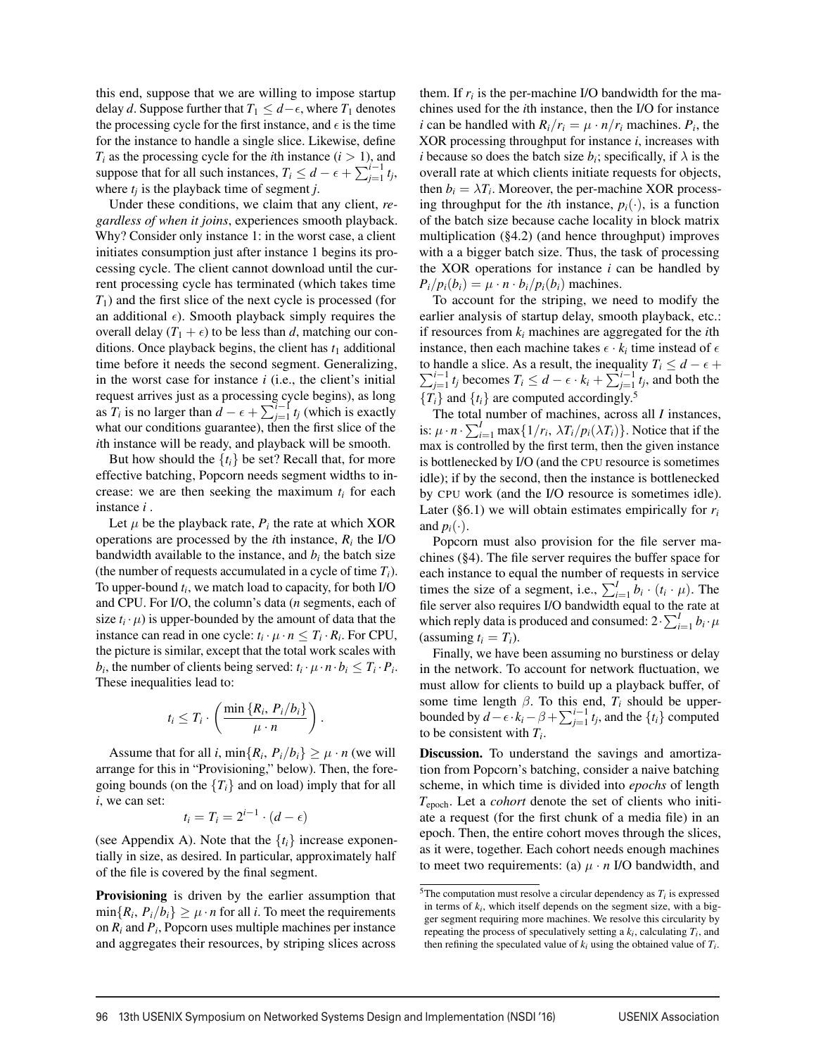this end, suppose that we are willing to impose startup delay $d$. Suppose further that $T_1 \leq d - \epsilon$, where $T_1$ denotes the processing cycle for the first instance, and $\epsilon$ is the time for the instance to handle a single slice. Likewise, define $T_i$ as the processing cycle for the $i$th instance ($i > 1$), and suppose that for all such instances, $T_i \leq d - \epsilon + \sum_{j=1}^{i-1} t_j$, where $t_j$ is the playback time of segment $j$.

Under these conditions, we claim that any client, *regardless of when it joins*, experiences smooth playback. Why? Consider only instance 1: in the worst case, a client initiates consumption just after instance 1 begins its processing cycle. The client cannot download until the current processing cycle has terminated (which takes time $T_1$) and the first slice of the next cycle is processed (for an additional $\epsilon$). Smooth playback simply requires the overall delay ($T_1 + \epsilon$) to be less than $d$, matching our conditions. Once playback begins, the client has $t_1$ additional time before it needs the second segment. Generalizing, in the worst case for instance $i$ (i.e., the client's initial request arrives just as a processing cycle begins), as long as $T_i$ is no larger than $d - \epsilon + \sum_{j=1}^{i-1} t_j$ (which is exactly what our conditions guarantee), then the first slice of the $i$th instance will be ready, and playback will be smooth.

But how should the $\{t_i\}$ be set? Recall that, for more effective batching, Popcorn needs segment widths to increase: we are then seeking the maximum $t_i$ for each instance $i$.

Let $\mu$ be the playback rate, $P_i$ the rate at which XOR operations are processed by the $i$th instance, $R_i$ the I/O bandwidth available to the instance, and $b_i$ the batch size (the number of requests accumulated in a cycle of time $T_i$). To upper-bound $t_i$, we match load to capacity, for both I/O and CPU. For I/O, the column's data ($n$ segments, each of size $t_i \cdot \mu$) is upper-bounded by the amount of data that the instance can read in one cycle: $t_i \cdot \mu \cdot n \leq T_i \cdot R_i$. For CPU, the picture is similar, except that the total work scales with $b_i$, the number of clients being served: $t_i \cdot \mu \cdot n \cdot b_i \leq T_i \cdot P_i$. These inequalities lead to:

$$t_i \leq T_i \cdot \left( \frac{\min\{R_i, P_i/b_i\}}{\mu \cdot n} \right).$$

Assume that for all $i$, $\min\{R_i, P_i/b_i\} \geq \mu \cdot n$ (we will arrange for this in "Provisioning," below). Then, the foregoing bounds (on the $\{T_i\}$ and on load) imply that for all $i$, we can set:

$$t_i = T_i = 2^{i-1} \cdot (d - \epsilon)$$

(see Appendix A). Note that the $\{t_i\}$ increase exponentially in size, as desired. In particular, approximately half of the file is covered by the final segment.

**Provisioning** is driven by the earlier assumption that $\min\{R_i, P_i/b_i\} \geq \mu \cdot n$ for all $i$. To meet the requirements on $R_i$ and $P_i$, Popcorn uses multiple machines per instance and aggregates their resources, by striping slices across them. If $r_i$ is the per-machine I/O bandwidth for the machines used for the $i$th instance, then the I/O for instance $i$ can be handled with $R_i/r_i = \mu \cdot n/r_i$ machines. $P_i$, the XOR processing throughput for instance $i$, increases with $i$ because so does the batch size $b_i$; specifically, if $\lambda$ is the overall rate at which clients initiate requests for objects, then $b_i = \lambda T_i$. Moreover, the per-machine XOR processing throughput for the $i$th instance, $p_i(\cdot)$, is a function of the batch size because cache locality in block matrix multiplication (§4.2) (and hence throughput) improves with a a bigger batch size. Thus, the task of processing the XOR operations for instance $i$ can be handled by $P_i/p_i(b_i) = \mu \cdot n \cdot b_i/p_i(b_i)$ machines.

To account for the striping, we need to modify the earlier analysis of startup delay, smooth playback, etc.: if resources from $k_i$ machines are aggregated for the $i$th instance, then each machine takes $\epsilon \cdot k_i$ time instead of $\epsilon$ to handle a slice. As a result, the inequality $T_i \leq d - \epsilon + \sum_{j=1}^{i-1} t_j$ becomes $T_i \leq d - \epsilon \cdot k_i + \sum_{j=1}^{i-1} t_j$, and both the $\{T_i\}$ and $\{t_i\}$ are computed accordingly.[5]

The total number of machines, across all $I$ instances, is: $\mu \cdot n \cdot \sum_{i=1}^{I} \max\{1/r_i, \lambda T_i/p_i(\lambda T_i)\}$. Notice that if the max is controlled by the first term, then the given instance is bottlenecked by I/O (and the CPU resource is sometimes idle); if by the second, then the instance is bottlenecked by CPU work (and the I/O resource is sometimes idle). Later (§6.1) we will obtain estimates empirically for $r_i$ and $p_i(\cdot)$.

Popcorn must also provision for the file server machines (§4). The file server requires the buffer space for each instance to equal the number of requests in service times the size of a segment, i.e., $\sum_{i=1}^{I} b_i \cdot (t_i \cdot \mu)$. The file server also requires I/O bandwidth equal to the rate at which reply data is produced and consumed: $2 \cdot \sum_{i=1}^{I} b_i \cdot \mu$ (assuming $t_i = T_i$).

Finally, we have been assuming no burstiness or delay in the network. To account for network fluctuation, we must allow for clients to build up a playback buffer, of some time length $\beta$. To this end, $T_i$ should be upper-bounded by $d - \epsilon \cdot k_i - \beta + \sum_{j=1}^{i-1} t_j$, and the $\{t_i\}$ computed to be consistent with $T_i$.

**Discussion.** To understand the savings and amortization from Popcorn's batching, consider a naive batching scheme, in which time is divided into *epochs* of length $T_{\text{epoch}}$. Let a *cohort* denote the set of clients who initiate a request (for the first chunk of a media file) in an epoch. Then, the entire cohort moves through the slices, as it were, together. Each cohort needs enough machines to meet two requirements: (a) $\mu \cdot n$ I/O bandwidth, and

[5] The computation must resolve a circular dependency as $T_i$ is expressed in terms of $k_i$, which itself depends on the segment size, with a bigger segment requiring more machines. We resolve this circularity by repeating the process of speculatively setting a $k_i$, calculating $T_i$, and then refining the speculated value of $k_i$ using the obtained value of $T_i$.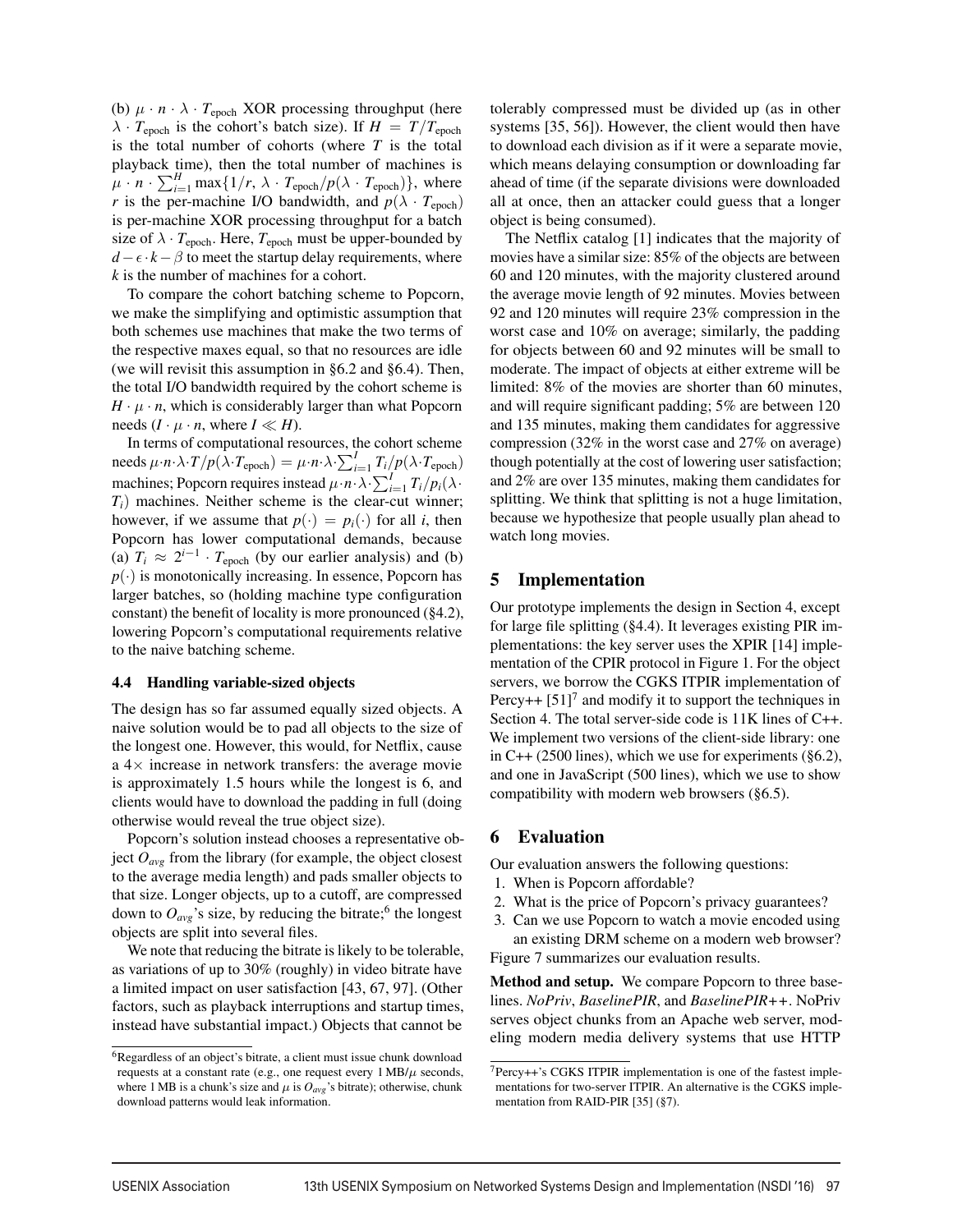(b) $\mu \cdot n \cdot \lambda \cdot T_{\text{epoch}}$ XOR processing throughput (here $\lambda \cdot T_{\text{epoch}}$ is the cohort's batch size). If $H = T/T_{\text{epoch}}$ is the total number of cohorts (where $T$ is the total playback time), then the total number of machines is $\mu \cdot n \cdot \sum_{i=1}^{H} \max\{1/r,\ \lambda \cdot T_{\text{epoch}}/p(\lambda \cdot T_{\text{epoch}})\}$, where $r$ is the per-machine I/O bandwidth, and $p(\lambda \cdot T_{\text{epoch}})$ is per-machine XOR processing throughput for a batch size of $\lambda \cdot T_{\text{epoch}}$. Here, $T_{\text{epoch}}$ must be upper-bounded by $d - \epsilon \cdot k - \beta$ to meet the startup delay requirements, where $k$ is the number of machines for a cohort.

To compare the cohort batching scheme to Popcorn, we make the simplifying and optimistic assumption that both schemes use machines that make the two terms of the respective maxes equal, so that no resources are idle (we will revisit this assumption in §6.2 and §6.4). Then, the total I/O bandwidth required by the cohort scheme is $H \cdot \mu \cdot n$, which is considerably larger than what Popcorn needs ($I \cdot \mu \cdot n$, where $I \ll H$).

In terms of computational resources, the cohort scheme needs $\mu \cdot n \cdot \lambda \cdot T/p(\lambda \cdot T_{\text{epoch}}) = \mu \cdot n \cdot \lambda \cdot \sum_{i=1}^{I} T_i/p(\lambda \cdot T_{\text{epoch}})$ machines; Popcorn requires instead $\mu \cdot n \cdot \lambda \cdot \sum_{i=1}^{I} T_i/p_i(\lambda \cdot T_i)$ machines. Neither scheme is the clear-cut winner; however, if we assume that $p(\cdot) = p_i(\cdot)$ for all $i$, then Popcorn has lower computational demands, because (a) $T_i \approx 2^{i-1} \cdot T_{\text{epoch}}$ (by our earlier analysis) and (b) $p(\cdot)$ is monotonically increasing. In essence, Popcorn has larger batches, so (holding machine type configuration constant) the benefit of locality is more pronounced (§4.2), lowering Popcorn's computational requirements relative to the naive batching scheme.

### 4.4 Handling variable-sized objects

The design has so far assumed equally sized objects. A naive solution would be to pad all objects to the size of the longest one. However, this would, for Netflix, cause a 4× increase in network transfers: the average movie is approximately 1.5 hours while the longest is 6, and clients would have to download the padding in full (doing otherwise would reveal the true object size).

Popcorn's solution instead chooses a representative object $O_{avg}$ from the library (for example, the object closest to the average media length) and pads smaller objects to that size. Longer objects, up to a cutoff, are compressed down to $O_{avg}$'s size, by reducing the bitrate;[6] the longest objects are split into several files.

We note that reducing the bitrate is likely to be tolerable, as variations of up to 30% (roughly) in video bitrate have a limited impact on user satisfaction [43, 67, 97]. (Other factors, such as playback interruptions and startup times, instead have substantial impact.) Objects that cannot be tolerably compressed must be divided up (as in other systems [35, 56]). However, the client would then have to download each division as if it were a separate movie, which means delaying consumption or downloading far ahead of time (if the separate divisions were downloaded all at once, then an attacker could guess that a longer object is being consumed).

The Netflix catalog [1] indicates that the majority of movies have a similar size: 85% of the objects are between 60 and 120 minutes, with the majority clustered around the average movie length of 92 minutes. Movies between 92 and 120 minutes will require 23% compression in the worst case and 10% on average; similarly, the padding for objects between 60 and 92 minutes will be small to moderate. The impact of objects at either extreme will be limited: 8% of the movies are shorter than 60 minutes, and will require significant padding; 5% are between 120 and 135 minutes, making them candidates for aggressive compression (32% in the worst case and 27% on average) though potentially at the cost of lowering user satisfaction; and 2% are over 135 minutes, making them candidates for splitting. We think that splitting is not a huge limitation, because we hypothesize that people usually plan ahead to watch long movies.

## 5 Implementation

Our prototype implements the design in Section 4, except for large file splitting (§4.4). It leverages existing PIR implementations: the key server uses the XPIR [14] implementation of the CPIR protocol in Figure 1. For the object servers, we borrow the CGKS ITPIR implementation of Percy++ [51][7] and modify it to support the techniques in Section 4. The total server-side code is 11K lines of C++. We implement two versions of the client-side library: one in C++ (2500 lines), which we use for experiments (§6.2), and one in JavaScript (500 lines), which we use to show compatibility with modern web browsers (§6.5).

## 6 Evaluation

Our evaluation answers the following questions:

1. When is Popcorn affordable?
2. What is the price of Popcorn's privacy guarantees?
3. Can we use Popcorn to watch a movie encoded using an existing DRM scheme on a modern web browser?

Figure 7 summarizes our evaluation results.

**Method and setup.** We compare Popcorn to three baselines. *NoPriv*, *BaselinePIR*, and *BaselinePIR++*. NoPriv serves object chunks from an Apache web server, modeling modern media delivery systems that use HTTP

[6] Regardless of an object's bitrate, a client must issue chunk download requests at a constant rate (e.g., one request every 1 MB/$\mu$ seconds, where 1 MB is a chunk's size and $\mu$ is $O_{avg}$'s bitrate); otherwise, chunk download patterns would leak information.

[7] Percy++'s CGKS ITPIR implementation is one of the fastest implementations for two-server ITPIR. An alternative is the CGKS implementation from RAID-PIR [35] (§7).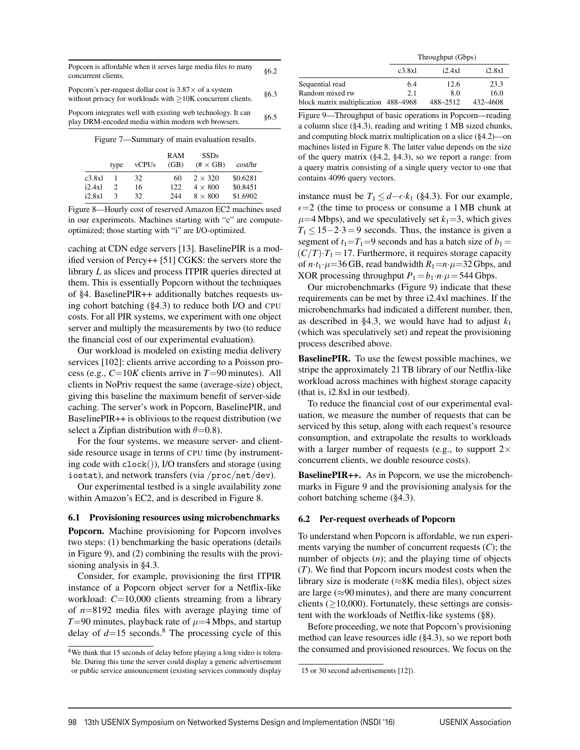| | |
|---|---|
| Popcorn is affordable when it serves large media files to many concurrent clients. | §6.2 |
| Popcorn's per-request dollar cost is $3.87\times$ of a system without privacy for workloads with $\geq$10K concurrent clients. | §6.3 |
| Popcorn integrates well with existing web technology. It can play DRM-encoded media within modern web browsers. | §6.5 |

Figure 7—Summary of main evaluation results.

| | type | vCPUs | RAM (GB) | SSDs (# × GB) | cost/hr |
|---|---|---|---|---|---|
| c3.8xl | 1 | 32 | 60 | 2 × 320 | \$0.6281 |
| i2.4xl | 2 | 16 | 122 | 4 × 800 | \$0.8451 |
| i2.8xl | 3 | 32 | 244 | 8 × 800 | \$1.6902 |

Figure 8—Hourly cost of reserved Amazon EC2 machines used in our experiments. Machines starting with "c" are compute-optimized; those starting with "i" are I/O-optimized.

caching at CDN edge servers [13]. BaselinePIR is a modified version of Percy++ [51] CGKS: the servers store the library $L$ as slices and process ITPIR queries directed at them. This is essentially Popcorn without the techniques of §4. BaselinePIR++ additionally batches requests using cohort batching (§4.3) to reduce both I/O and CPU costs. For all PIR systems, we experiment with one object server and multiply the measurements by two (to reduce the financial cost of our experimental evaluation).

Our workload is modeled on existing media delivery services [102]: clients arrive according to a Poisson process (e.g., $C$=10$K$ clients arrive in $T$=90 minutes). All clients in NoPriv request the same (average-size) object, giving this baseline the maximum benefit of server-side caching. The server's work in Popcorn, BaselinePIR, and BaselinePIR++ is oblivious to the request distribution (we select a Zipfian distribution with $\theta$=0.8).

For the four systems, we measure server- and client-side resource usage in terms of CPU time (by instrumenting code with `clock()`), I/O transfers and storage (using `iostat`), and network transfers (via `/proc/net/dev`).

Our experimental testbed is a single availability zone within Amazon's EC2, and is described in Figure 8.

### 6.1 Provisioning resources using microbenchmarks

**Popcorn.** Machine provisioning for Popcorn involves two steps: (1) benchmarking the basic operations (details in Figure 9), and (2) combining the results with the provisioning analysis in §4.3.

Consider, for example, provisioning the first ITPIR instance of a Popcorn object server for a Netflix-like workload: $C$=10,000 clients streaming from a library of $n$=8192 media files with average playing time of $T$=90 minutes, playback rate of $\mu$=4 Mbps, and startup delay of $d$=15 seconds.[8] The processing cycle of this

| | Throughput (Gbps) | | |
|---|---|---|---|
| | c3.8xl | i2.4xl | i2.8xl |
| Sequential read | 6.4 | 12.6 | 23.3 |
| Random mixed rw | 2.1 | 8.0 | 16.0 |
| block matrix multiplication | 488–4968 | 488–2512 | 432–4608 |

Figure 9—Throughput of basic operations in Popcorn—reading a column slice (§4.3), reading and writing 1 MB sized chunks, and computing block matrix multiplication on a slice (§4.2)—on machines listed in Figure 8. The latter value depends on the size of the query matrix (§4.2, §4.3), so we report a range: from a query matrix consisting of a single query vector to one that contains 4096 query vectors.

instance must be $T_1 \leq d-\epsilon\cdot k_1$ (§4.3). For our example, $\epsilon$=2 (the time to process or consume a 1 MB chunk at $\mu$=4 Mbps), and we speculatively set $k_1$=3, which gives $T_1 \leq 15-2\cdot 3 = 9$ seconds. Thus, the instance is given a segment of $t_1$=$T_1$=9 seconds and has a batch size of $b_1 = (C/T)\cdot T_1 = 17$. Furthermore, it requires storage capacity of $n\cdot t_1\cdot\mu$=36 GB, read bandwidth $R_1$=$n\cdot\mu$=32 Gbps, and XOR processing throughput $P_1 = b_1\cdot n\cdot\mu = 544$ Gbps.

Our microbenchmarks (Figure 9) indicate that these requirements can be met by three i2.4xl machines. If the microbenchmarks had indicated a different number, then, as described in §4.3, we would have had to adjust $k_1$ (which was speculatively set) and repeat the provisioning process described above.

**BaselinePIR.** To use the fewest possible machines, we stripe the approximately 21 TB library of our Netflix-like workload across machines with highest storage capacity (that is, i2.8xl in our testbed).

To reduce the financial cost of our experimental evaluation, we measure the number of requests that can be serviced by this setup, along with each request's resource consumption, and extrapolate the results to workloads with a larger number of requests (e.g., to support 2× concurrent clients, we double resource costs).

**BaselinePIR++.** As in Popcorn, we use the microbenchmarks in Figure 9 and the provisioning analysis for the cohort batching scheme (§4.3).

### 6.2 Per-request overheads of Popcorn

To understand when Popcorn is affordable, we run experiments varying the number of concurrent requests ($C$); the number of objects ($n$); and the playing time of objects ($T$). We find that Popcorn incurs modest costs when the library size is moderate (≈8K media files), object sizes are large (≈90 minutes), and there are many concurrent clients (≥10,000). Fortunately, these settings are consistent with the workloads of Netflix-like systems (§8).

Before proceeding, we note that Popcorn's provisioning method can leave resources idle (§4.3), so we report both the consumed and provisioned resources. We focus on the

[8] We think that 15 seconds of delay before playing a long video is tolerable. During this time the server could display a generic advertisement or public service announcement (existing services commonly display 15 or 30 second advertisements [12]).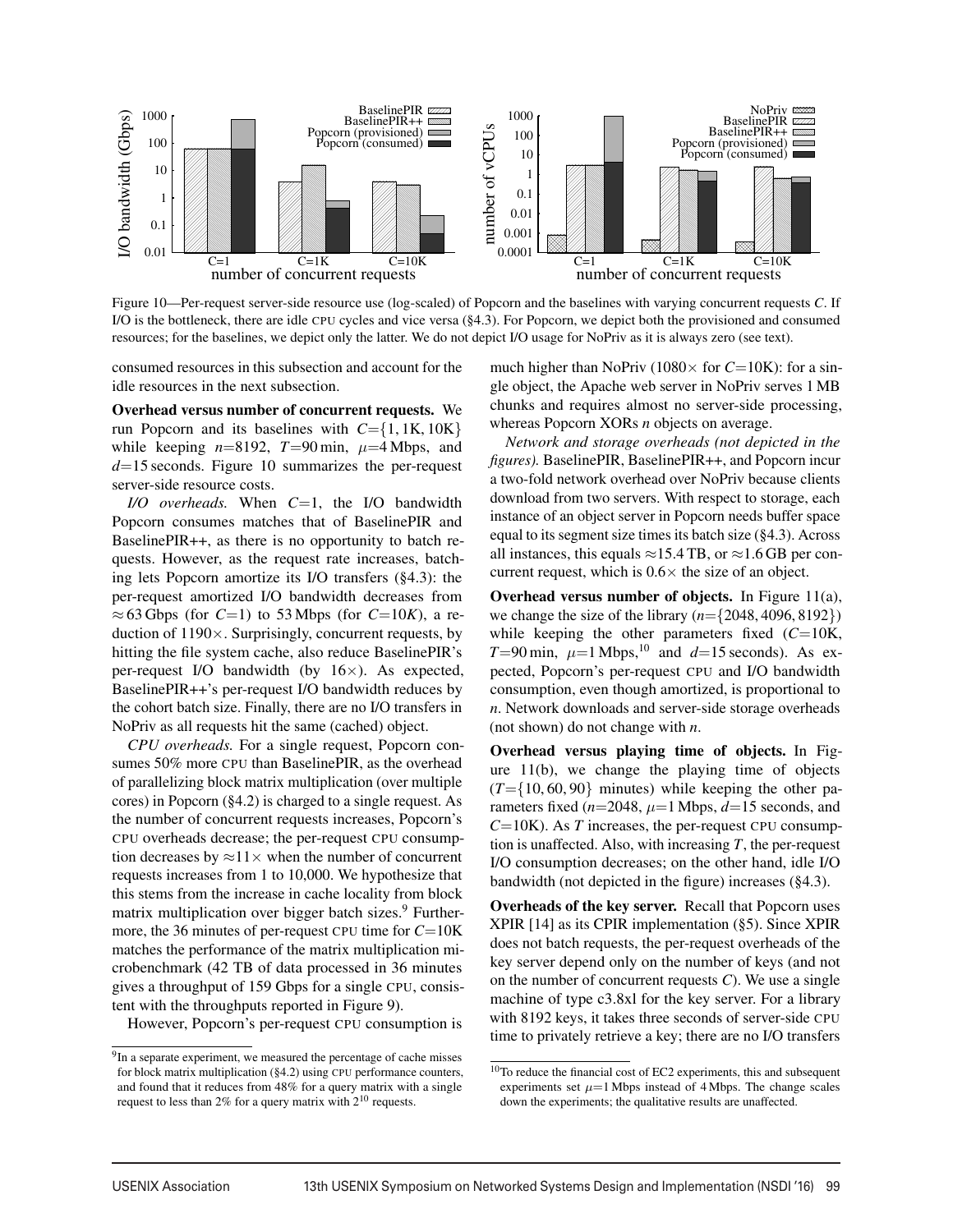Figure 10—Per-request server-side resource use (log-scaled) of Popcorn and the baselines with varying concurrent requests $C$. If I/O is the bottleneck, there are idle CPU cycles and vice versa (§4.3). For Popcorn, we depict both the provisioned and consumed resources; for the baselines, we depict only the latter. We do not depict I/O usage for NoPriv as it is always zero (see text).

consumed resources in this subsection and account for the idle resources in the next subsection.

**Overhead versus number of concurrent requests.** We run Popcorn and its baselines with $C$={1, 1K, 10K} while keeping $n$=8192, $T$=90 min, $\mu$=4 Mbps, and $d$=15 seconds. Figure 10 summarizes the per-request server-side resource costs.

*I/O overheads.* When $C$=1, the I/O bandwidth Popcorn consumes matches that of BaselinePIR and BaselinePIR++, as there is no opportunity to batch requests. However, as the request rate increases, batching lets Popcorn amortize its I/O transfers (§4.3): the per-request amortized I/O bandwidth decreases from ≈63 Gbps (for $C$=1) to 53 Mbps (for $C$=10$K$), a reduction of 1190×. Surprisingly, concurrent requests, by hitting the file system cache, also reduce BaselinePIR's per-request I/O bandwidth (by 16×). As expected, BaselinePIR++'s per-request I/O bandwidth reduces by the cohort batch size. Finally, there are no I/O transfers in NoPriv as all requests hit the same (cached) object.

*CPU overheads.* For a single request, Popcorn consumes 50% more CPU than BaselinePIR, as the overhead of parallelizing block matrix multiplication (over multiple cores) in Popcorn (§4.2) is charged to a single request. As the number of concurrent requests increases, Popcorn's CPU overheads decrease; the per-request CPU consumption decreases by ≈11× when the number of concurrent requests increases from 1 to 10,000. We hypothesize that this stems from the increase in cache locality from block matrix multiplication over bigger batch sizes.[9] Furthermore, the 36 minutes of per-request CPU time for $C$=10K matches the performance of the matrix multiplication microbenchmark (42 TB of data processed in 36 minutes gives a throughput of 159 Gbps for a single CPU, consistent with the throughputs reported in Figure 9).

However, Popcorn's per-request CPU consumption is much higher than NoPriv (1080× for $C$=10K): for a single object, the Apache web server in NoPriv serves 1 MB chunks and requires almost no server-side processing, whereas Popcorn XORs $n$ objects on average.

*Network and storage overheads (not depicted in the figures).* BaselinePIR, BaselinePIR++, and Popcorn incur a two-fold network overhead over NoPriv because clients download from two servers. With respect to storage, each instance of an object server in Popcorn needs buffer space equal to its segment size times its batch size (§4.3). Across all instances, this equals ≈15.4 TB, or ≈1.6 GB per concurrent request, which is 0.6× the size of an object.

**Overhead versus number of objects.** In Figure 11(a), we change the size of the library ($n$={2048, 4096, 8192}) while keeping the other parameters fixed ($C$=10K, $T$=90 min, $\mu$=1 Mbps,[10] and $d$=15 seconds). As expected, Popcorn's per-request CPU and I/O bandwidth consumption, even though amortized, is proportional to $n$. Network downloads and server-side storage overheads (not shown) do not change with $n$.

**Overhead versus playing time of objects.** In Figure 11(b), we change the playing time of objects ($T$={10, 60, 90} minutes) while keeping the other parameters fixed ($n$=2048, $\mu$=1 Mbps, $d$=15 seconds, and $C$=10K). As $T$ increases, the per-request CPU consumption is unaffected. Also, with increasing $T$, the per-request I/O consumption decreases; on the other hand, idle I/O bandwidth (not depicted in the figure) increases (§4.3).

**Overheads of the key server.** Recall that Popcorn uses XPIR [14] as its CPIR implementation (§5). Since XPIR does not batch requests, the per-request overheads of the key server depend only on the number of keys (and not on the number of concurrent requests $C$). We use a single machine of type c3.8xl for the key server. For a library with 8192 keys, it takes three seconds of server-side CPU time to privately retrieve a key; there are no I/O transfers

[9] In a separate experiment, we measured the percentage of cache misses for block matrix multiplication (§4.2) using CPU performance counters, and found that it reduces from 48% for a query matrix with a single request to less than 2% for a query matrix with $2^{10}$ requests.

[10] To reduce the financial cost of EC2 experiments, this and subsequent experiments set $\mu$=1 Mbps instead of 4 Mbps. The change scales down the experiments; the qualitative results are unaffected.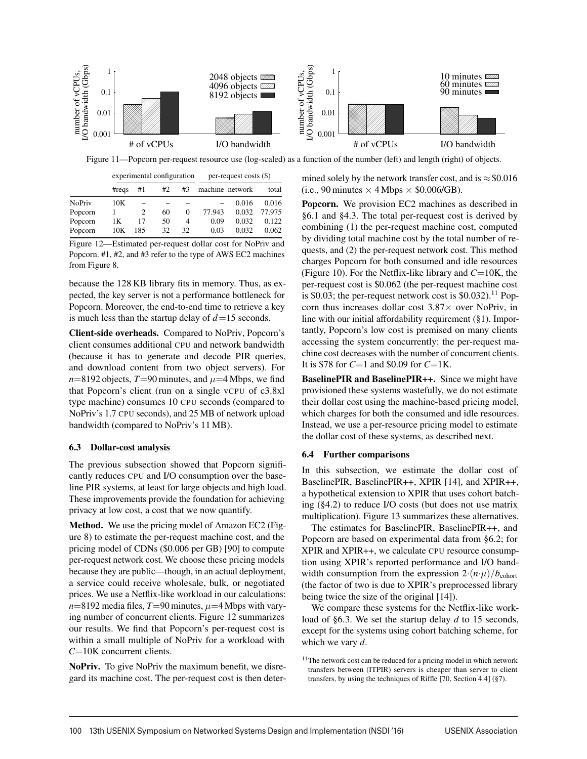Figure 11—Popcorn per-request resource use (log-scaled) as a function of the number (left) and length (right) of objects.

| | experimental configuration | | | | per-request costs ($) | | |
|---|---|---|---|---|---|---|---|
| | #reqs | #1 | #2 | #3 | machine | network | total |
| NoPriv | 10K | – | – | – | – | 0.016 | 0.016 |
| Popcorn | 1 | 2 | 60 | 0 | 77.943 | 0.032 | 77.975 |
| Popcorn | 1K | 17 | 50 | 4 | 0.09 | 0.032 | 0.122 |
| Popcorn | 10K | 185 | 32 | 32 | 0.03 | 0.032 | 0.062 |

Figure 12—Estimated per-request dollar cost for NoPriv and Popcorn. #1, #2, and #3 refer to the type of AWS EC2 machines from Figure 8.

because the 128 KB library fits in memory. Thus, as expected, the key server is not a performance bottleneck for Popcorn. Moreover, the end-to-end time to retrieve a key is much less than the startup delay of $d$=15 seconds.

**Client-side overheads.** Compared to NoPriv, Popcorn's client consumes additional CPU and network bandwidth (because it has to generate and decode PIR queries, and download content from two object servers). For $n$=8192 objects, $T$=90 minutes, and $\mu$=4 Mbps, we find that Popcorn's client (run on a single vCPU of c3.8xl type machine) consumes 10 CPU seconds (compared to NoPriv's 1.7 CPU seconds), and 25 MB of network upload bandwidth (compared to NoPriv's 11 MB).

### 6.3 Dollar-cost analysis

The previous subsection showed that Popcorn significantly reduces CPU and I/O consumption over the baseline PIR systems, at least for large objects and high load. These improvements provide the foundation for achieving privacy at low cost, a cost that we now quantify.

**Method.** We use the pricing model of Amazon EC2 (Figure 8) to estimate the per-request machine cost, and the pricing model of CDNs ($0.006 per GB) [90] to compute per-request network cost. We choose these pricing models because they are public—though, in an actual deployment, a service could receive wholesale, bulk, or negotiated prices. We use a Netflix-like workload in our calculations: $n$=8192 media files, $T$=90 minutes, $\mu$=4 Mbps with varying number of concurrent clients. Figure 12 summarizes our results. We find that Popcorn's per-request cost is within a small multiple of NoPriv for a workload with $C$=10K concurrent clients.

**NoPriv.** To give NoPriv the maximum benefit, we disregard its machine cost. The per-request cost is then determined solely by the network transfer cost, and is ≈$0.016 (i.e., 90 minutes × 4 Mbps × $0.006/GB).

**Popcorn.** We provision EC2 machines as described in §6.1 and §4.3. The total per-request cost is derived by combining (1) the per-request machine cost, computed by dividing total machine cost by the total number of requests, and (2) the per-request network cost. This method charges Popcorn for both consumed and idle resources (Figure 10). For the Netflix-like library and $C$=10K, the per-request cost is $0.062 (the per-request machine cost is $0.03; the per-request network cost is $0.032).[11] Popcorn thus increases dollar cost 3.87× over NoPriv, in line with our initial affordability requirement (§1). Importantly, Popcorn's low cost is premised on many clients accessing the system concurrently: the per-request machine cost decreases with the number of concurrent clients. It is $78 for $C$=1 and $0.09 for $C$=1K.

**BaselinePIR and BaselinePIR++.** Since we might have provisioned these systems wastefully, we do not estimate their dollar cost using the machine-based pricing model, which charges for both the consumed and idle resources. Instead, we use a per-resource pricing model to estimate the dollar cost of these systems, as described next.

### 6.4 Further comparisons

In this subsection, we estimate the dollar cost of BaselinePIR, BaselinePIR++, XPIR [14], and XPIR++, a hypothetical extension to XPIR that uses cohort batching (§4.2) to reduce I/O costs (but does not use matrix multiplication). Figure 13 summarizes these alternatives.

The estimates for BaselinePIR, BaselinePIR++, and Popcorn are based on experimental data from §6.2; for XPIR and XPIR++, we calculate CPU resource consumption using XPIR's reported performance and I/O bandwidth consumption from the expression $2{\cdot}(n{\cdot}\mu)/b_{\text{cohort}}$ (the factor of two is due to XPIR's preprocessed library being twice the size of the original [14]).

We compare these systems for the Netflix-like workload of §6.3. We set the startup delay $d$ to 15 seconds, except for the systems using cohort batching scheme, for which we vary $d$.

[11] The network cost can be reduced for a pricing model in which network transfers between (ITPIR) servers is cheaper than server to client transfers, by using the techniques of Riffle [70, Section 4.4] (§7).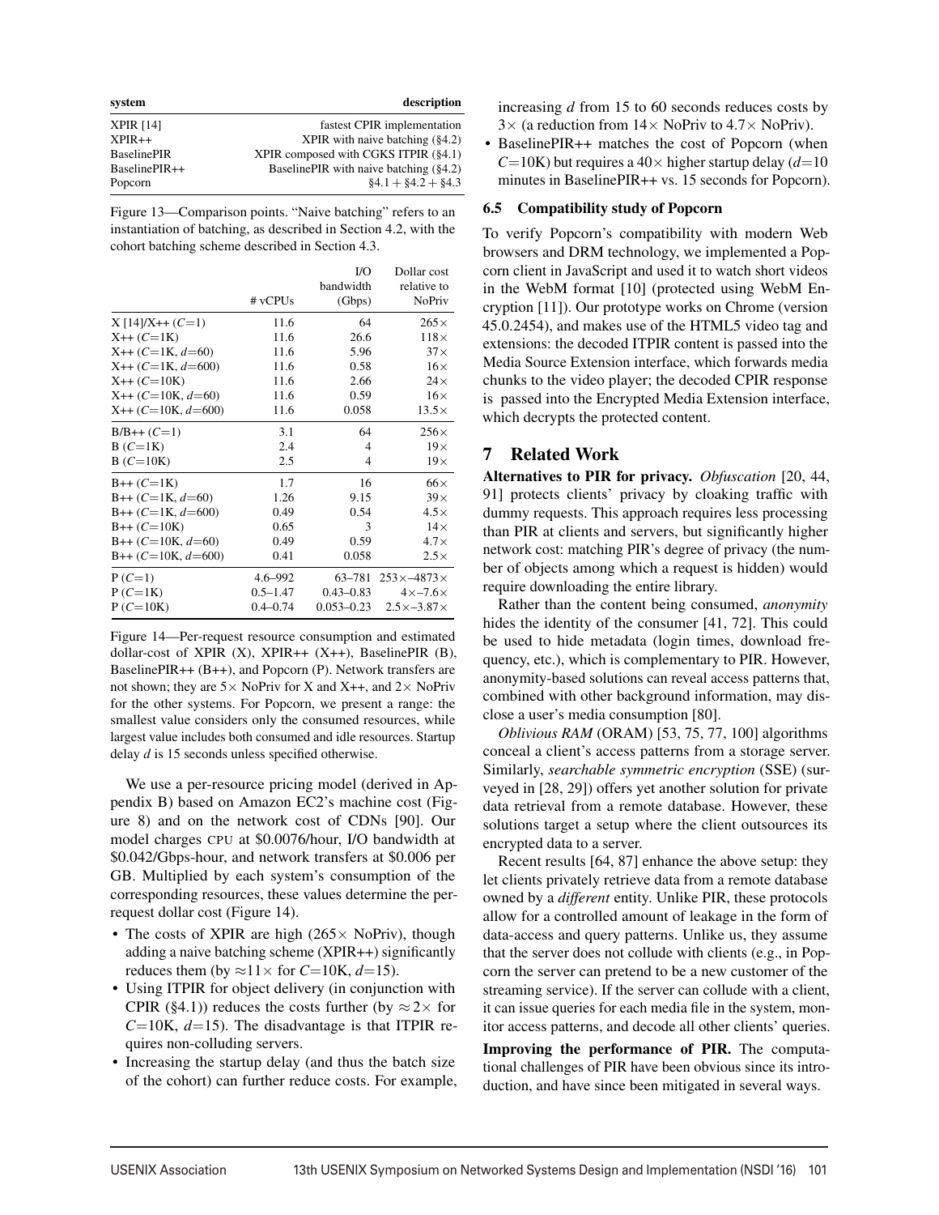| system | description |
| --- | --- |
| XPIR [14] | fastest CPIR implementation |
| XPIR++ | XPIR with naive batching (§4.2) |
| BaselinePIR | XPIR composed with CGKS ITPIR (§4.1) |
| BaselinePIR++ | BaselinePIR with naive batching (§4.2) |
| Popcorn | §4.1 + §4.2 + §4.3 |

Figure 13—Comparison points. "Naive batching" refers to an instantiation of batching, as described in Section 4.2, with the cohort batching scheme described in Section 4.3.

| | # vCPUs | I/O bandwidth (Gbps) | Dollar cost relative to NoPriv |
| --- | --- | --- | --- |
| X [14]/X++ ($C$=1) | 11.6 | 64 | 265× |
| X++ ($C$=1K) | 11.6 | 26.6 | 118× |
| X++ ($C$=1K, $d$=60) | 11.6 | 5.96 | 37× |
| X++ ($C$=1K, $d$=600) | 11.6 | 0.58 | 16× |
| X++ ($C$=10K) | 11.6 | 2.66 | 24× |
| X++ ($C$=10K, $d$=60) | 11.6 | 0.59 | 16× |
| X++ ($C$=10K, $d$=600) | 11.6 | 0.058 | 13.5× |
| B/B++ ($C$=1) | 3.1 | 64 | 256× |
| B ($C$=1K) | 2.4 | 4 | 19× |
| B ($C$=10K) | 2.5 | 4 | 19× |
| B++ ($C$=1K) | 1.7 | 16 | 66× |
| B++ ($C$=1K, $d$=60) | 1.26 | 9.15 | 39× |
| B++ ($C$=1K, $d$=600) | 0.49 | 0.54 | 4.5× |
| B++ ($C$=10K) | 0.65 | 3 | 14× |
| B++ ($C$=10K, $d$=60) | 0.49 | 0.59 | 4.7× |
| B++ ($C$=10K, $d$=600) | 0.41 | 0.058 | 2.5× |
| P ($C$=1) | 4.6–992 | 63–781 | 253×–4873× |
| P ($C$=1K) | 0.5–1.47 | 0.43–0.83 | 4×–7.6× |
| P ($C$=10K) | 0.4–0.74 | 0.053–0.23 | 2.5×–3.87× |

Figure 14—Per-request resource consumption and estimated dollar-cost of XPIR (X), XPIR++ (X++), BaselinePIR (B), BaselinePIR++ (B++), and Popcorn (P). Network transfers are not shown; they are 5× NoPriv for X and X++, and 2× NoPriv for the other systems. For Popcorn, we present a range: the smallest value considers only the consumed resources, while largest value includes both consumed and idle resources. Startup delay $d$ is 15 seconds unless specified otherwise.

We use a per-resource pricing model (derived in Appendix B) based on Amazon EC2's machine cost (Figure 8) and on the network cost of CDNs [90]. Our model charges CPU at \$0.0076/hour, I/O bandwidth at \$0.042/Gbps-hour, and network transfers at \$0.006 per GB. Multiplied by each system's consumption of the corresponding resources, these values determine the per-request dollar cost (Figure 14).

- The costs of XPIR are high (265× NoPriv), though adding a naive batching scheme (XPIR++) significantly reduces them (by ≈11× for $C$=10K, $d$=15).
- Using ITPIR for object delivery (in conjunction with CPIR (§4.1)) reduces the costs further (by ≈2× for $C$=10K, $d$=15). The disadvantage is that ITPIR requires non-colluding servers.
- Increasing the startup delay (and thus the batch size of the cohort) can further reduce costs. For example, increasing $d$ from 15 to 60 seconds reduces costs by 3× (a reduction from 14× NoPriv to 4.7× NoPriv).
- BaselinePIR++ matches the cost of Popcorn (when $C$=10K) but requires a 40× higher startup delay ($d$=10 minutes in BaselinePIR++ vs. 15 seconds for Popcorn).

### 6.5 Compatibility study of Popcorn

To verify Popcorn's compatibility with modern Web browsers and DRM technology, we implemented a Popcorn client in JavaScript and used it to watch short videos in the WebM format [10] (protected using WebM Encryption [11]). Our prototype works on Chrome (version 45.0.2454), and makes use of the HTML5 video tag and extensions: the decoded ITPIR content is passed into the Media Source Extension interface, which forwards media chunks to the video player; the decoded CPIR response is passed into the Encrypted Media Extension interface, which decrypts the protected content.

## 7 Related Work

**Alternatives to PIR for privacy.** *Obfuscation* [20, 44, 91] protects clients' privacy by cloaking traffic with dummy requests. This approach requires less processing than PIR at clients and servers, but significantly higher network cost: matching PIR's degree of privacy (the number of objects among which a request is hidden) would require downloading the entire library.

Rather than the content being consumed, *anonymity* hides the identity of the consumer [41, 72]. This could be used to hide metadata (login times, download frequency, etc.), which is complementary to PIR. However, anonymity-based solutions can reveal access patterns that, combined with other background information, may disclose a user's media consumption [80].

*Oblivious RAM* (ORAM) [53, 75, 77, 100] algorithms conceal a client's access patterns from a storage server. Similarly, *searchable symmetric encryption* (SSE) (surveyed in [28, 29]) offers yet another solution for private data retrieval from a remote database. However, these solutions target a setup where the client outsources its encrypted data to a server.

Recent results [64, 87] enhance the above setup: they let clients privately retrieve data from a remote database owned by a *different* entity. Unlike PIR, these protocols allow for a controlled amount of leakage in the form of data-access and query patterns. Unlike us, they assume that the server does not collude with clients (e.g., in Popcorn the server can pretend to be a new customer of the streaming service). If the server can collude with a client, it can issue queries for each media file in the system, monitor access patterns, and decode all other clients' queries.

**Improving the performance of PIR.** The computational challenges of PIR have been obvious since its introduction, and have since been mitigated in several ways.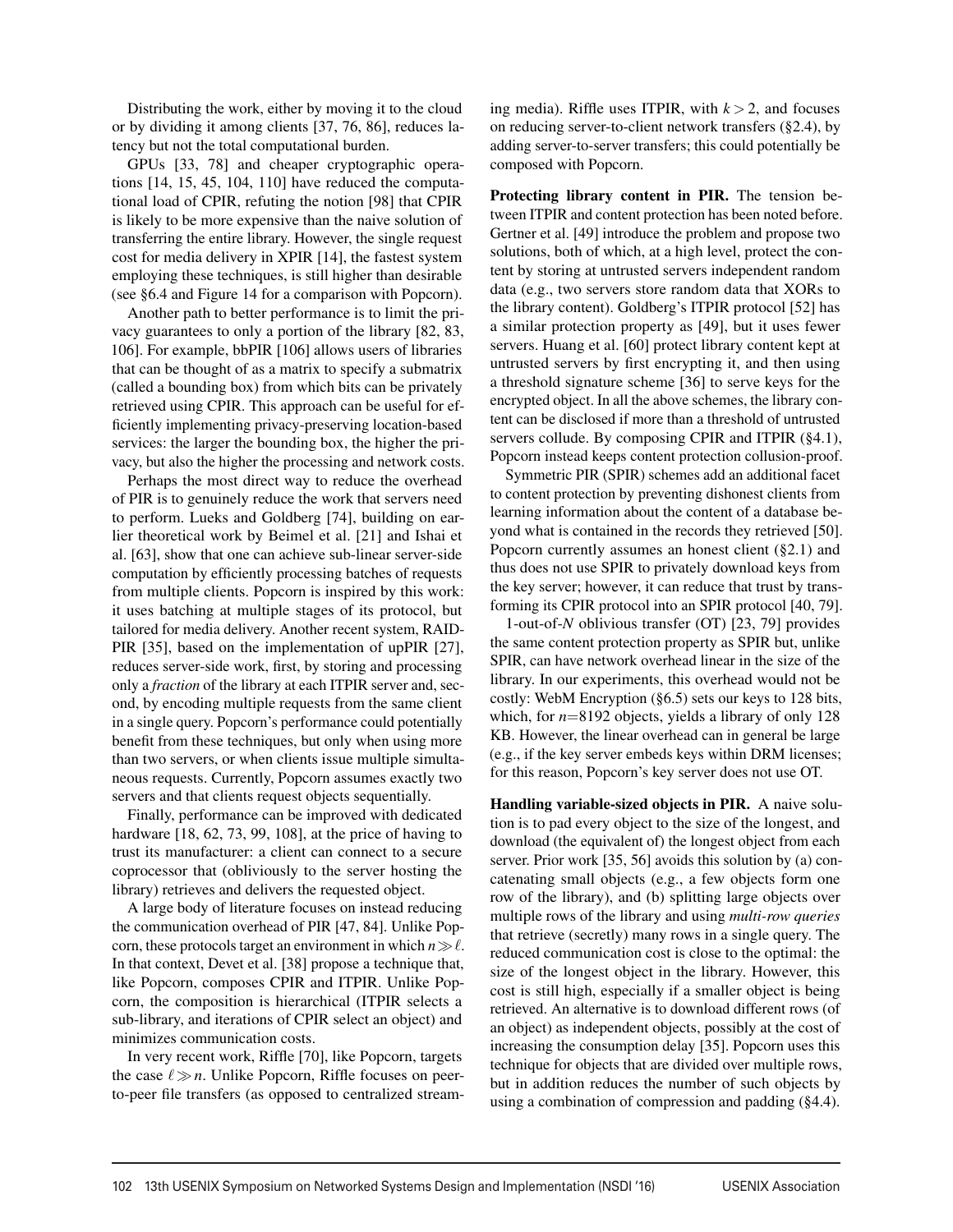Distributing the work, either by moving it to the cloud or by dividing it among clients [37, 76, 86], reduces latency but not the total computational burden.

GPUs [33, 78] and cheaper cryptographic operations [14, 15, 45, 104, 110] have reduced the computational load of CPIR, refuting the notion [98] that CPIR is likely to be more expensive than the naive solution of transferring the entire library. However, the single request cost for media delivery in XPIR [14], the fastest system employing these techniques, is still higher than desirable (see §6.4 and Figure 14 for a comparison with Popcorn).

Another path to better performance is to limit the privacy guarantees to only a portion of the library [82, 83, 106]. For example, bbPIR [106] allows users of libraries that can be thought of as a matrix to specify a submatrix (called a bounding box) from which bits can be privately retrieved using CPIR. This approach can be useful for efficiently implementing privacy-preserving location-based services: the larger the bounding box, the higher the privacy, but also the higher the processing and network costs.

Perhaps the most direct way to reduce the overhead of PIR is to genuinely reduce the work that servers need to perform. Lueks and Goldberg [74], building on earlier theoretical work by Beimel et al. [21] and Ishai et al. [63], show that one can achieve sub-linear server-side computation by efficiently processing batches of requests from multiple clients. Popcorn is inspired by this work: it uses batching at multiple stages of its protocol, but tailored for media delivery. Another recent system, RAID-PIR [35], based on the implementation of upPIR [27], reduces server-side work, first, by storing and processing only a *fraction* of the library at each ITPIR server and, second, by encoding multiple requests from the same client in a single query. Popcorn's performance could potentially benefit from these techniques, but only when using more than two servers, or when clients issue multiple simultaneous requests. Currently, Popcorn assumes exactly two servers and that clients request objects sequentially.

Finally, performance can be improved with dedicated hardware [18, 62, 73, 99, 108], at the price of having to trust its manufacturer: a client can connect to a secure coprocessor that (obliviously to the server hosting the library) retrieves and delivers the requested object.

A large body of literature focuses on instead reducing the communication overhead of PIR [47, 84]. Unlike Popcorn, these protocols target an environment in which $n \gg \ell$. In that context, Devet et al. [38] propose a technique that, like Popcorn, composes CPIR and ITPIR. Unlike Popcorn, the composition is hierarchical (ITPIR selects a sub-library, and iterations of CPIR select an object) and minimizes communication costs.

In very recent work, Riffle [70], like Popcorn, targets the case $\ell \gg n$. Unlike Popcorn, Riffle focuses on peer-to-peer file transfers (as opposed to centralized streaming media). Riffle uses ITPIR, with $k > 2$, and focuses on reducing server-to-client network transfers (§2.4), by adding server-to-server transfers; this could potentially be composed with Popcorn.

**Protecting library content in PIR.** The tension between ITPIR and content protection has been noted before. Gertner et al. [49] introduce the problem and propose two solutions, both of which, at a high level, protect the content by storing at untrusted servers independent random data (e.g., two servers store random data that XORs to the library content). Goldberg's ITPIR protocol [52] has a similar protection property as [49], but it uses fewer servers. Huang et al. [60] protect library content kept at untrusted servers by first encrypting it, and then using a threshold signature scheme [36] to serve keys for the encrypted object. In all the above schemes, the library content can be disclosed if more than a threshold of untrusted servers collude. By composing CPIR and ITPIR (§4.1), Popcorn instead keeps content protection collusion-proof.

Symmetric PIR (SPIR) schemes add an additional facet to content protection by preventing dishonest clients from learning information about the content of a database beyond what is contained in the records they retrieved [50]. Popcorn currently assumes an honest client (§2.1) and thus does not use SPIR to privately download keys from the key server; however, it can reduce that trust by transforming its CPIR protocol into an SPIR protocol [40, 79].

1-out-of-$N$ oblivious transfer (OT) [23, 79] provides the same content protection property as SPIR but, unlike SPIR, can have network overhead linear in the size of the library. In our experiments, this overhead would not be costly: WebM Encryption (§6.5) sets our keys to 128 bits, which, for $n$=8192 objects, yields a library of only 128 KB. However, the linear overhead can in general be large (e.g., if the key server embeds keys within DRM licenses; for this reason, Popcorn's key server does not use OT.

**Handling variable-sized objects in PIR.** A naive solution is to pad every object to the size of the longest, and download (the equivalent of) the longest object from each server. Prior work [35, 56] avoids this solution by (a) concatenating small objects (e.g., a few objects form one row of the library), and (b) splitting large objects over multiple rows of the library and using *multi-row queries* that retrieve (secretly) many rows in a single query. The reduced communication cost is close to the optimal: the size of the longest object in the library. However, this cost is still high, especially if a smaller object is being retrieved. An alternative is to download different rows (of an object) as independent objects, possibly at the cost of increasing the consumption delay [35]. Popcorn uses this technique for objects that are divided over multiple rows, but in addition reduces the number of such objects by using a combination of compression and padding (§4.4).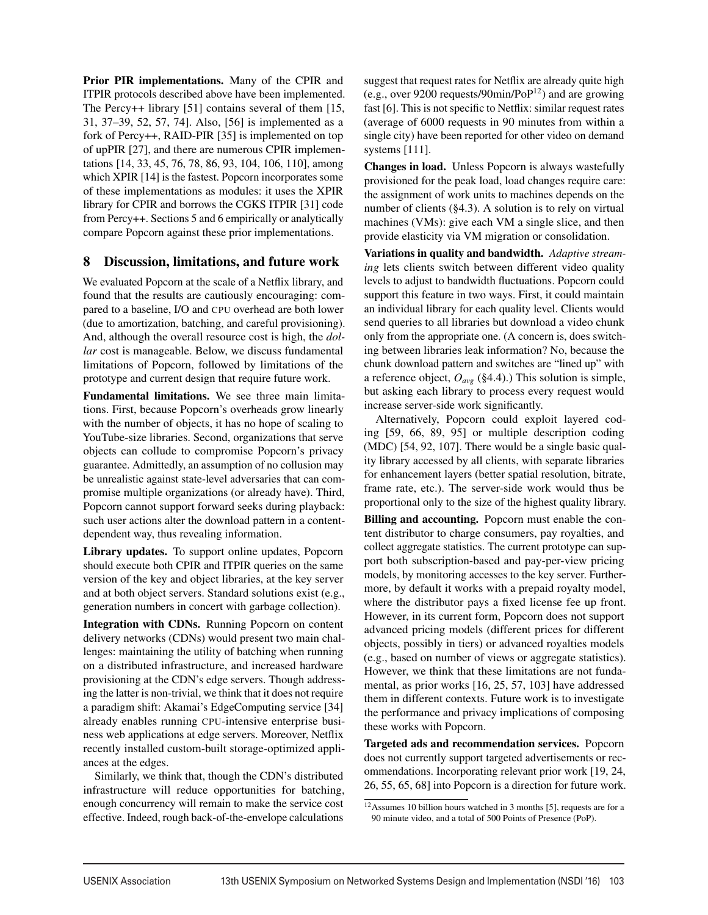**Prior PIR implementations.** Many of the CPIR and ITPIR protocols described above have been implemented. The Percy++ library [51] contains several of them [15, 31, 37–39, 52, 57, 74]. Also, [56] is implemented as a fork of Percy++, RAID-PIR [35] is implemented on top of upPIR [27], and there are numerous CPIR implementations [14, 33, 45, 76, 78, 86, 93, 104, 106, 110], among which XPIR [14] is the fastest. Popcorn incorporates some of these implementations as modules: it uses the XPIR library for CPIR and borrows the CGKS ITPIR [31] code from Percy++. Sections 5 and 6 empirically or analytically compare Popcorn against these prior implementations.

## 8 Discussion, limitations, and future work

We evaluated Popcorn at the scale of a Netflix library, and found that the results are cautiously encouraging: compared to a baseline, I/O and CPU overhead are both lower (due to amortization, batching, and careful provisioning). And, although the overall resource cost is high, the *dollar* cost is manageable. Below, we discuss fundamental limitations of Popcorn, followed by limitations of the prototype and current design that require future work.

**Fundamental limitations.** We see three main limitations. First, because Popcorn's overheads grow linearly with the number of objects, it has no hope of scaling to YouTube-size libraries. Second, organizations that serve objects can collude to compromise Popcorn's privacy guarantee. Admittedly, an assumption of no collusion may be unrealistic against state-level adversaries that can compromise multiple organizations (or already have). Third, Popcorn cannot support forward seeks during playback: such user actions alter the download pattern in a content-dependent way, thus revealing information.

**Library updates.** To support online updates, Popcorn should execute both CPIR and ITPIR queries on the same version of the key and object libraries, at the key server and at both object servers. Standard solutions exist (e.g., generation numbers in concert with garbage collection).

**Integration with CDNs.** Running Popcorn on content delivery networks (CDNs) would present two main challenges: maintaining the utility of batching when running on a distributed infrastructure, and increased hardware provisioning at the CDN's edge servers. Though addressing the latter is non-trivial, we think that it does not require a paradigm shift: Akamai's EdgeComputing service [34] already enables running CPU-intensive enterprise business web applications at edge servers. Moreover, Netflix recently installed custom-built storage-optimized appliances at the edges.

Similarly, we think that, though the CDN's distributed infrastructure will reduce opportunities for batching, enough concurrency will remain to make the service cost effective. Indeed, rough back-of-the-envelope calculations suggest that request rates for Netflix are already quite high (e.g., over 9200 requests/90min/PoP[12]) and are growing fast [6]. This is not specific to Netflix: similar request rates (average of 6000 requests in 90 minutes from within a single city) have been reported for other video on demand systems [111].

**Changes in load.** Unless Popcorn is always wastefully provisioned for the peak load, load changes require care: the assignment of work units to machines depends on the number of clients (§4.3). A solution is to rely on virtual machines (VMs): give each VM a single slice, and then provide elasticity via VM migration or consolidation.

**Variations in quality and bandwidth.** *Adaptive streaming* lets clients switch between different video quality levels to adjust to bandwidth fluctuations. Popcorn could support this feature in two ways. First, it could maintain an individual library for each quality level. Clients would send queries to all libraries but download a video chunk only from the appropriate one. (A concern is, does switching between libraries leak information? No, because the chunk download pattern and switches are "lined up" with a reference object, $O_{avg}$ (§4.4).) This solution is simple, but asking each library to process every request would increase server-side work significantly.

Alternatively, Popcorn could exploit layered coding [59, 66, 89, 95] or multiple description coding (MDC) [54, 92, 107]. There would be a single basic quality library accessed by all clients, with separate libraries for enhancement layers (better spatial resolution, bitrate, frame rate, etc.). The server-side work would thus be proportional only to the size of the highest quality library.

**Billing and accounting.** Popcorn must enable the content distributor to charge consumers, pay royalties, and collect aggregate statistics. The current prototype can support both subscription-based and pay-per-view pricing models, by monitoring accesses to the key server. Furthermore, by default it works with a prepaid royalty model, where the distributor pays a fixed license fee up front. However, in its current form, Popcorn does not support advanced pricing models (different prices for different objects, possibly in tiers) or advanced royalties models (e.g., based on number of views or aggregate statistics). However, we think that these limitations are not fundamental, as prior works [16, 25, 57, 103] have addressed them in different contexts. Future work is to investigate the performance and privacy implications of composing these works with Popcorn.

**Targeted ads and recommendation services.** Popcorn does not currently support targeted advertisements or recommendations. Incorporating relevant prior work [19, 24, 26, 55, 65, 68] into Popcorn is a direction for future work.

[12] Assumes 10 billion hours watched in 3 months [5], requests are for a 90 minute video, and a total of 500 Points of Presence (PoP).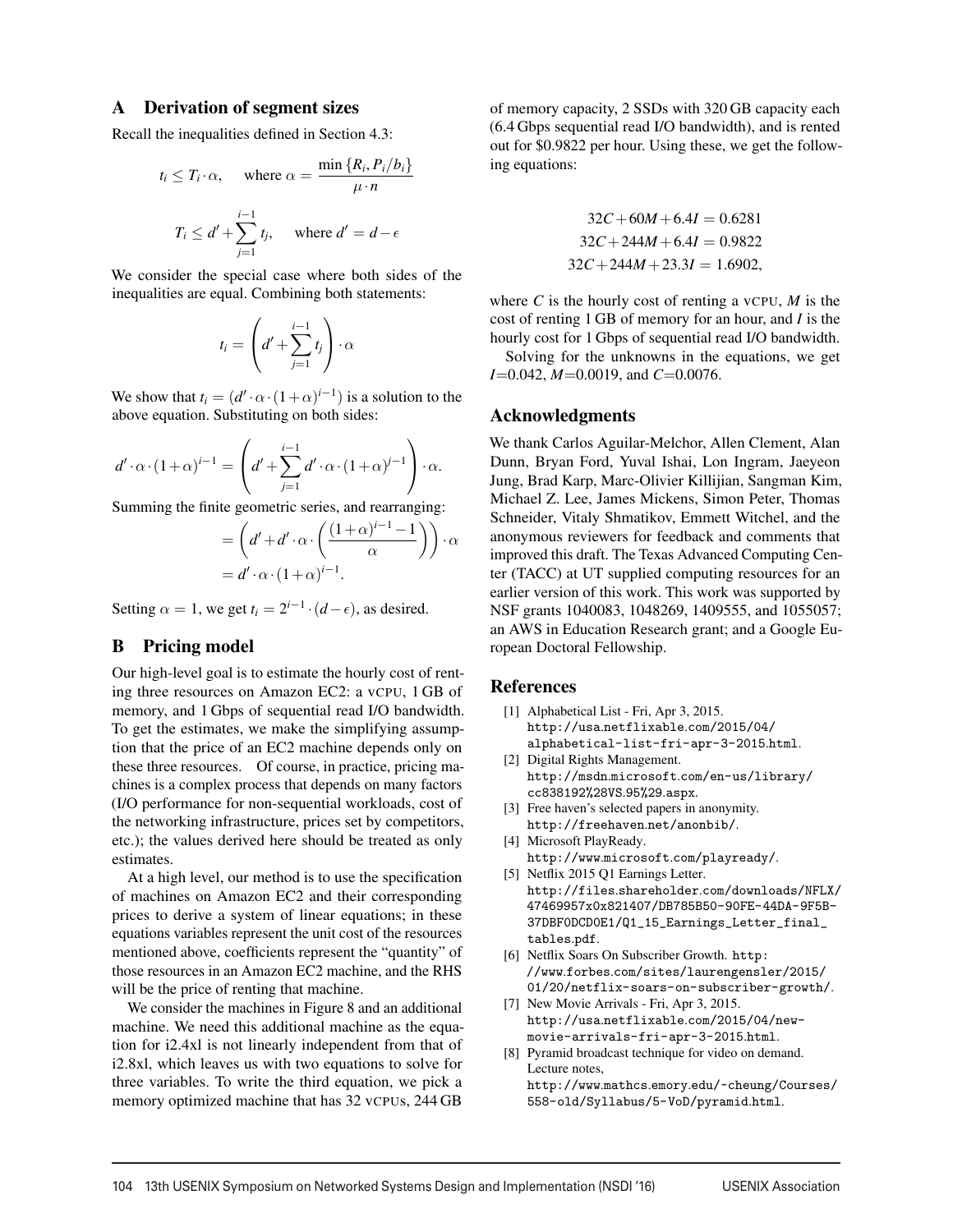## A Derivation of segment sizes

Recall the inequalities defined in Section 4.3:

$$t_i \leq T_i \cdot \alpha, \quad \text{where } \alpha = \frac{\min\{R_i, P_i/b_i\}}{\mu \cdot n}$$

$$T_i \leq d' + \sum_{j=1}^{i-1} t_j, \quad \text{where } d' = d - \epsilon$$

We consider the special case where both sides of the inequalities are equal. Combining both statements:

$$t_i = \left(d' + \sum_{j=1}^{i-1} t_j\right) \cdot \alpha$$

We show that $t_i = (d' \cdot \alpha \cdot (1+\alpha)^{i-1})$ is a solution to the above equation. Substituting on both sides:

$$d' \cdot \alpha \cdot (1+\alpha)^{i-1} = \left(d' + \sum_{j=1}^{i-1} d' \cdot \alpha \cdot (1+\alpha)^{j-1}\right) \cdot \alpha.$$

Summing the finite geometric series, and rearranging:

$$= \left(d' + d' \cdot \alpha \cdot \left(\frac{(1+\alpha)^{i-1} - 1}{\alpha}\right)\right) \cdot \alpha$$
$$= d' \cdot \alpha \cdot (1+\alpha)^{i-1}.$$

Setting $\alpha = 1$, we get $t_i = 2^{i-1} \cdot (d - \epsilon)$, as desired.

## B Pricing model

Our high-level goal is to estimate the hourly cost of renting three resources on Amazon EC2: a VCPU, 1 GB of memory, and 1 Gbps of sequential read I/O bandwidth. To get the estimates, we make the simplifying assumption that the price of an EC2 machine depends only on these three resources. Of course, in practice, pricing machines is a complex process that depends on many factors (I/O performance for non-sequential workloads, cost of the networking infrastructure, prices set by competitors, etc.); the values derived here should be treated as only estimates.

At a high level, our method is to use the specification of machines on Amazon EC2 and their corresponding prices to derive a system of linear equations; in these equations variables represent the unit cost of the resources mentioned above, coefficients represent the "quantity" of those resources in an Amazon EC2 machine, and the RHS will be the price of renting that machine.

We consider the machines in Figure 8 and an additional machine. We need this additional machine as the equation for i2.4xl is not linearly independent from that of i2.8xl, which leaves us with two equations to solve for three variables. To write the third equation, we pick a memory optimized machine that has 32 VCPUs, 244 GB of memory capacity, 2 SSDs with 320 GB capacity each (6.4 Gbps sequential read I/O bandwidth), and is rented out for \$0.9822 per hour. Using these, we get the following equations:

$$32C + 60M + 6.4I = 0.6281$$
$$32C + 244M + 6.4I = 0.9822$$
$$32C + 244M + 23.3I = 1.6902,$$

where $C$ is the hourly cost of renting a VCPU, $M$ is the cost of renting 1 GB of memory for an hour, and $I$ is the hourly cost for 1 Gbps of sequential read I/O bandwidth.

Solving for the unknowns in the equations, we get $I$=0.042, $M$=0.0019, and $C$=0.0076.

## Acknowledgments

We thank Carlos Aguilar-Melchor, Allen Clement, Alan Dunn, Bryan Ford, Yuval Ishai, Lon Ingram, Jaeyeon Jung, Brad Karp, Marc-Olivier Killijian, Sangman Kim, Michael Z. Lee, James Mickens, Simon Peter, Thomas Schneider, Vitaly Shmatikov, Emmett Witchel, and the anonymous reviewers for feedback and comments that improved this draft. The Texas Advanced Computing Center (TACC) at UT supplied computing resources for an earlier version of this work. This work was supported by NSF grants 1040083, 1048269, 1409555, and 1055057; an AWS in Education Research grant; and a Google European Doctoral Fellowship.

## References

[1] Alphabetical List - Fri, Apr 3, 2015. http://usa.netflixable.com/2015/04/alphabetical-list-fri-apr-3-2015.html.

[2] Digital Rights Management. http://msdn.microsoft.com/en-us/library/cc838192%28VS.95%29.aspx.

[3] Free haven's selected papers in anonymity. http://freehaven.net/anonbib/.

[4] Microsoft PlayReady. http://www.microsoft.com/playready/.

[5] Netflix 2015 Q1 Earnings Letter. http://files.shareholder.com/downloads/NFLX/47469957x0x821407/DB785B50-90FE-44DA-9F5B-37DBF0DCD0E1/Q1_15_Earnings_Letter_final_tables.pdf.

[6] Netflix Soars On Subscriber Growth. http://www.forbes.com/sites/laurengensler/2015/01/20/netflix-soars-on-subscriber-growth/.

[7] New Movie Arrivals - Fri, Apr 3, 2015. http://usa.netflixable.com/2015/04/new-movie-arrivals-fri-apr-3-2015.html.

[8] Pyramid broadcast technique for video on demand. Lecture notes, http://www.mathcs.emory.edu/~cheung/Courses/558-old/Syllabus/5-VoD/pyramid.html.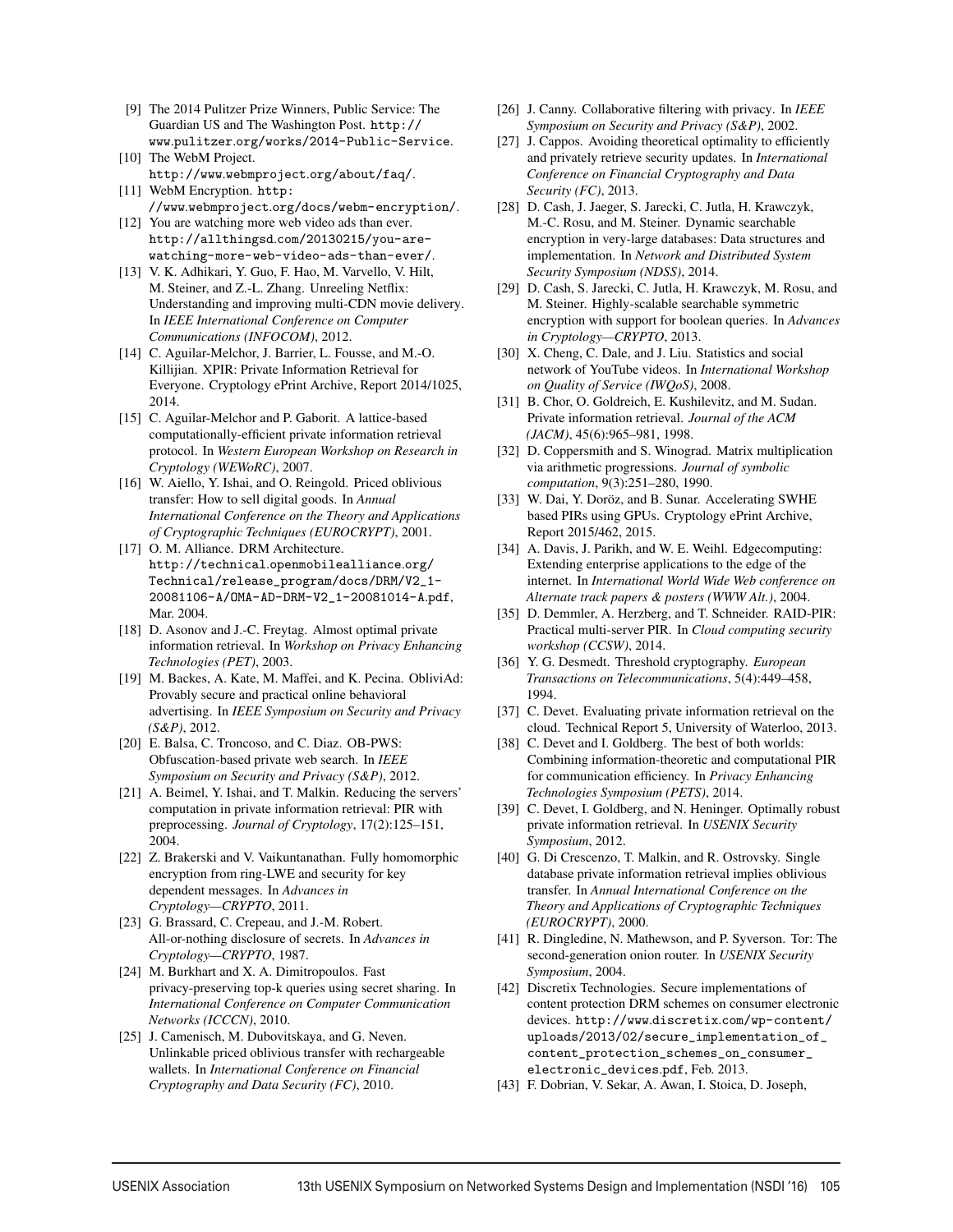[9] The 2014 Pulitzer Prize Winners, Public Service: The Guardian US and The Washington Post. http://www.pulitzer.org/works/2014-Public-Service.

[10] The WebM Project. http://www.webmproject.org/about/faq/.

[11] WebM Encryption. http://www.webmproject.org/docs/webm-encryption/.

[12] You are watching more web video ads than ever. http://allthingsd.com/20130215/you-are-watching-more-web-video-ads-than-ever/.

[13] V. K. Adhikari, Y. Guo, F. Hao, M. Varvello, V. Hilt, M. Steiner, and Z.-L. Zhang. Unreeling Netflix: Understanding and improving multi-CDN movie delivery. In *IEEE International Conference on Computer Communications (INFOCOM)*, 2012.

[14] C. Aguilar-Melchor, J. Barrier, L. Fousse, and M.-O. Killijian. XPIR: Private Information Retrieval for Everyone. Cryptology ePrint Archive, Report 2014/1025, 2014.

[15] C. Aguilar-Melchor and P. Gaborit. A lattice-based computationally-efficient private information retrieval protocol. In *Western European Workshop on Research in Cryptology (WEWoRC)*, 2007.

[16] W. Aiello, Y. Ishai, and O. Reingold. Priced oblivious transfer: How to sell digital goods. In *Annual International Conference on the Theory and Applications of Cryptographic Techniques (EUROCRYPT)*, 2001.

[17] O. M. Alliance. DRM Architecture. http://technical.openmobilealliance.org/Technical/release_program/docs/DRM/V2_1-20081106-A/OMA-AD-DRM-V2_1-20081014-A.pdf, Mar. 2004.

[18] D. Asonov and J.-C. Freytag. Almost optimal private information retrieval. In *Workshop on Privacy Enhancing Technologies (PET)*, 2003.

[19] M. Backes, A. Kate, M. Maffei, and K. Pecina. ObliviAd: Provably secure and practical online behavioral advertising. In *IEEE Symposium on Security and Privacy (S&P)*, 2012.

[20] E. Balsa, C. Troncoso, and C. Diaz. OB-PWS: Obfuscation-based private web search. In *IEEE Symposium on Security and Privacy (S&P)*, 2012.

[21] A. Beimel, Y. Ishai, and T. Malkin. Reducing the servers' computation in private information retrieval: PIR with preprocessing. *Journal of Cryptology*, 17(2):125–151, 2004.

[22] Z. Brakerski and V. Vaikuntanathan. Fully homomorphic encryption from ring-LWE and security for key dependent messages. In *Advances in Cryptology—CRYPTO*, 2011.

[23] G. Brassard, C. Crepeau, and J.-M. Robert. All-or-nothing disclosure of secrets. In *Advances in Cryptology—CRYPTO*, 1987.

[24] M. Burkhart and X. A. Dimitropoulos. Fast privacy-preserving top-k queries using secret sharing. In *International Conference on Computer Communication Networks (ICCCN)*, 2010.

[25] J. Camenisch, M. Dubovitskaya, and G. Neven. Unlinkable priced oblivious transfer with rechargeable wallets. In *International Conference on Financial Cryptography and Data Security (FC)*, 2010.

[26] J. Canny. Collaborative filtering with privacy. In *IEEE Symposium on Security and Privacy (S&P)*, 2002.

[27] J. Cappos. Avoiding theoretical optimality to efficiently and privately retrieve security updates. In *International Conference on Financial Cryptography and Data Security (FC)*, 2013.

[28] D. Cash, J. Jaeger, S. Jarecki, C. Jutla, H. Krawczyk, M.-C. Rosu, and M. Steiner. Dynamic searchable encryption in very-large databases: Data structures and implementation. In *Network and Distributed System Security Symposium (NDSS)*, 2014.

[29] D. Cash, S. Jarecki, C. Jutla, H. Krawczyk, M. Rosu, and M. Steiner. Highly-scalable searchable symmetric encryption with support for boolean queries. In *Advances in Cryptology—CRYPTO*, 2013.

[30] X. Cheng, C. Dale, and J. Liu. Statistics and social network of YouTube videos. In *International Workshop on Quality of Service (IWQoS)*, 2008.

[31] B. Chor, O. Goldreich, E. Kushilevitz, and M. Sudan. Private information retrieval. *Journal of the ACM (JACM)*, 45(6):965–981, 1998.

[32] D. Coppersmith and S. Winograd. Matrix multiplication via arithmetic progressions. *Journal of symbolic computation*, 9(3):251–280, 1990.

[33] W. Dai, Y. Doröz, and B. Sunar. Accelerating SWHE based PIRs using GPUs. Cryptology ePrint Archive, Report 2015/462, 2015.

[34] A. Davis, J. Parikh, and W. E. Weihl. Edgecomputing: Extending enterprise applications to the edge of the internet. In *International World Wide Web conference on Alternate track papers & posters (WWW Alt.)*, 2004.

[35] D. Demmler, A. Herzberg, and T. Schneider. RAID-PIR: Practical multi-server PIR. In *Cloud computing security workshop (CCSW)*, 2014.

[36] Y. G. Desmedt. Threshold cryptography. *European Transactions on Telecommunications*, 5(4):449–458, 1994.

[37] C. Devet. Evaluating private information retrieval on the cloud. Technical Report 5, University of Waterloo, 2013.

[38] C. Devet and I. Goldberg. The best of both worlds: Combining information-theoretic and computational PIR for communication efficiency. In *Privacy Enhancing Technologies Symposium (PETS)*, 2014.

[39] C. Devet, I. Goldberg, and N. Heninger. Optimally robust private information retrieval. In *USENIX Security Symposium*, 2012.

[40] G. Di Crescenzo, T. Malkin, and R. Ostrovsky. Single database private information retrieval implies oblivious transfer. In *Annual International Conference on the Theory and Applications of Cryptographic Techniques (EUROCRYPT)*, 2000.

[41] R. Dingledine, N. Mathewson, and P. Syverson. Tor: The second-generation onion router. In *USENIX Security Symposium*, 2004.

[42] Discretix Technologies. Secure implementations of content protection DRM schemes on consumer electronic devices. http://www.discretix.com/wp-content/uploads/2013/02/secure_implementation_of_content_protection_schemes_on_consumer_electronic_devices.pdf, Feb. 2013.

[43] F. Dobrian, V. Sekar, A. Awan, I. Stoica, D. Joseph,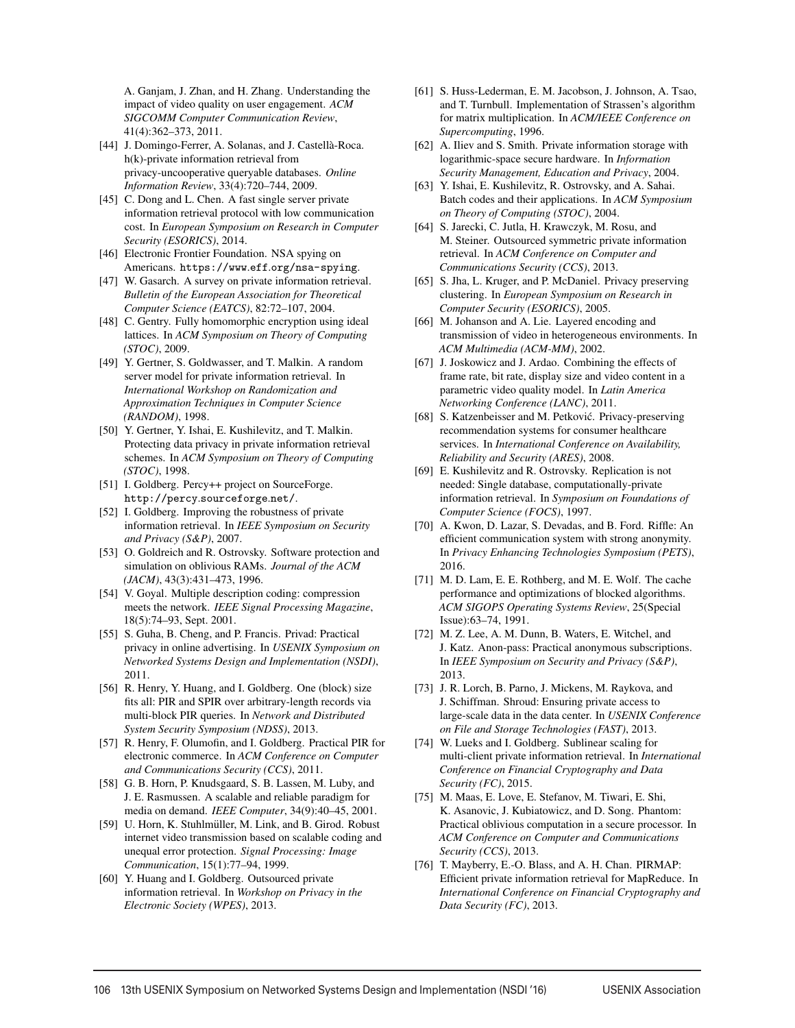A. Ganjam, J. Zhan, and H. Zhang. Understanding the impact of video quality on user engagement. *ACM SIGCOMM Computer Communication Review*, 41(4):362–373, 2011.

[44] J. Domingo-Ferrer, A. Solanas, and J. Castellà-Roca. h(k)-private information retrieval from privacy-uncooperative queryable databases. *Online Information Review*, 33(4):720–744, 2009.

[45] C. Dong and L. Chen. A fast single server private information retrieval protocol with low communication cost. In *European Symposium on Research in Computer Security (ESORICS)*, 2014.

[46] Electronic Frontier Foundation. NSA spying on Americans. `https://www.eff.org/nsa-spying`.

[47] W. Gasarch. A survey on private information retrieval. *Bulletin of the European Association for Theoretical Computer Science (EATCS)*, 82:72–107, 2004.

[48] C. Gentry. Fully homomorphic encryption using ideal lattices. In *ACM Symposium on Theory of Computing (STOC)*, 2009.

[49] Y. Gertner, S. Goldwasser, and T. Malkin. A random server model for private information retrieval. In *International Workshop on Randomization and Approximation Techniques in Computer Science (RANDOM)*, 1998.

[50] Y. Gertner, Y. Ishai, E. Kushilevitz, and T. Malkin. Protecting data privacy in private information retrieval schemes. In *ACM Symposium on Theory of Computing (STOC)*, 1998.

[51] I. Goldberg. Percy++ project on SourceForge. `http://percy.sourceforge.net/`.

[52] I. Goldberg. Improving the robustness of private information retrieval. In *IEEE Symposium on Security and Privacy (S&P)*, 2007.

[53] O. Goldreich and R. Ostrovsky. Software protection and simulation on oblivious RAMs. *Journal of the ACM (JACM)*, 43(3):431–473, 1996.

[54] V. Goyal. Multiple description coding: compression meets the network. *IEEE Signal Processing Magazine*, 18(5):74–93, Sept. 2001.

[55] S. Guha, B. Cheng, and P. Francis. Privad: Practical privacy in online advertising. In *USENIX Symposium on Networked Systems Design and Implementation (NSDI)*, 2011.

[56] R. Henry, Y. Huang, and I. Goldberg. One (block) size fits all: PIR and SPIR over arbitrary-length records via multi-block PIR queries. In *Network and Distributed System Security Symposium (NDSS)*, 2013.

[57] R. Henry, F. Olumofin, and I. Goldberg. Practical PIR for electronic commerce. In *ACM Conference on Computer and Communications Security (CCS)*, 2011.

[58] G. B. Horn, P. Knudsgaard, S. B. Lassen, M. Luby, and J. E. Rasmussen. A scalable and reliable paradigm for media on demand. *IEEE Computer*, 34(9):40–45, 2001.

[59] U. Horn, K. Stuhlmüller, M. Link, and B. Girod. Robust internet video transmission based on scalable coding and unequal error protection. *Signal Processing: Image Communication*, 15(1):77–94, 1999.

[60] Y. Huang and I. Goldberg. Outsourced private information retrieval. In *Workshop on Privacy in the Electronic Society (WPES)*, 2013.

[61] S. Huss-Lederman, E. M. Jacobson, J. Johnson, A. Tsao, and T. Turnbull. Implementation of Strassen's algorithm for matrix multiplication. In *ACM/IEEE Conference on Supercomputing*, 1996.

[62] A. Iliev and S. Smith. Private information storage with logarithmic-space secure hardware. In *Information Security Management, Education and Privacy*, 2004.

[63] Y. Ishai, E. Kushilevitz, R. Ostrovsky, and A. Sahai. Batch codes and their applications. In *ACM Symposium on Theory of Computing (STOC)*, 2004.

[64] S. Jarecki, C. Jutla, H. Krawczyk, M. Rosu, and M. Steiner. Outsourced symmetric private information retrieval. In *ACM Conference on Computer and Communications Security (CCS)*, 2013.

[65] S. Jha, L. Kruger, and P. McDaniel. Privacy preserving clustering. In *European Symposium on Research in Computer Security (ESORICS)*, 2005.

[66] M. Johanson and A. Lie. Layered encoding and transmission of video in heterogeneous environments. In *ACM Multimedia (ACM-MM)*, 2002.

[67] J. Joskowicz and J. Ardao. Combining the effects of frame rate, bit rate, display size and video content in a parametric video quality model. In *Latin America Networking Conference (LANC)*, 2011.

[68] S. Katzenbeisser and M. Petković. Privacy-preserving recommendation systems for consumer healthcare services. In *International Conference on Availability, Reliability and Security (ARES)*, 2008.

[69] E. Kushilevitz and R. Ostrovsky. Replication is not needed: Single database, computationally-private information retrieval. In *Symposium on Foundations of Computer Science (FOCS)*, 1997.

[70] A. Kwon, D. Lazar, S. Devadas, and B. Ford. Riffle: An efficient communication system with strong anonymity. In *Privacy Enhancing Technologies Symposium (PETS)*, 2016.

[71] M. D. Lam, E. E. Rothberg, and M. E. Wolf. The cache performance and optimizations of blocked algorithms. *ACM SIGOPS Operating Systems Review*, 25(Special Issue):63–74, 1991.

[72] M. Z. Lee, A. M. Dunn, B. Waters, E. Witchel, and J. Katz. Anon-pass: Practical anonymous subscriptions. In *IEEE Symposium on Security and Privacy (S&P)*, 2013.

[73] J. R. Lorch, B. Parno, J. Mickens, M. Raykova, and J. Schiffman. Shroud: Ensuring private access to large-scale data in the data center. In *USENIX Conference on File and Storage Technologies (FAST)*, 2013.

[74] W. Lueks and I. Goldberg. Sublinear scaling for multi-client private information retrieval. In *International Conference on Financial Cryptography and Data Security (FC)*, 2015.

[75] M. Maas, E. Love, E. Stefanov, M. Tiwari, E. Shi, K. Asanovic, J. Kubiatowicz, and D. Song. Phantom: Practical oblivious computation in a secure processor. In *ACM Conference on Computer and Communications Security (CCS)*, 2013.

[76] T. Mayberry, E.-O. Blass, and A. H. Chan. PIRMAP: Efficient private information retrieval for MapReduce. In *International Conference on Financial Cryptography and Data Security (FC)*, 2013.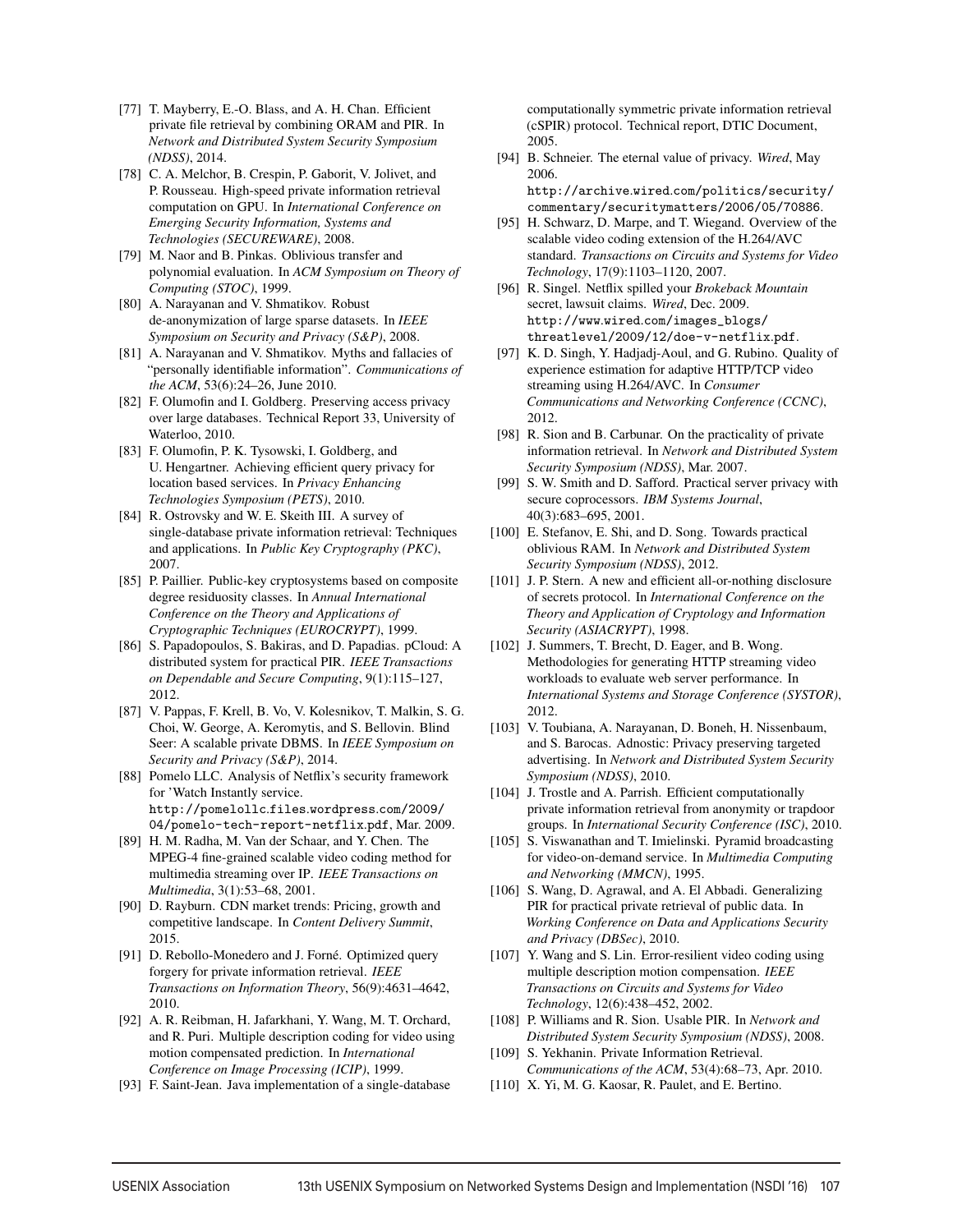[77] T. Mayberry, E.-O. Blass, and A. H. Chan. Efficient private file retrieval by combining ORAM and PIR. In *Network and Distributed System Security Symposium (NDSS)*, 2014.

[78] C. A. Melchor, B. Crespin, P. Gaborit, V. Jolivet, and P. Rousseau. High-speed private information retrieval computation on GPU. In *International Conference on Emerging Security Information, Systems and Technologies (SECUREWARE)*, 2008.

[79] M. Naor and B. Pinkas. Oblivious transfer and polynomial evaluation. In *ACM Symposium on Theory of Computing (STOC)*, 1999.

[80] A. Narayanan and V. Shmatikov. Robust de-anonymization of large sparse datasets. In *IEEE Symposium on Security and Privacy (S&P)*, 2008.

[81] A. Narayanan and V. Shmatikov. Myths and fallacies of "personally identifiable information". *Communications of the ACM*, 53(6):24–26, June 2010.

[82] F. Olumofin and I. Goldberg. Preserving access privacy over large databases. Technical Report 33, University of Waterloo, 2010.

[83] F. Olumofin, P. K. Tysowski, I. Goldberg, and U. Hengartner. Achieving efficient query privacy for location based services. In *Privacy Enhancing Technologies Symposium (PETS)*, 2010.

[84] R. Ostrovsky and W. E. Skeith III. A survey of single-database private information retrieval: Techniques and applications. In *Public Key Cryptography (PKC)*, 2007.

[85] P. Paillier. Public-key cryptosystems based on composite degree residuosity classes. In *Annual International Conference on the Theory and Applications of Cryptographic Techniques (EUROCRYPT)*, 1999.

[86] S. Papadopoulos, S. Bakiras, and D. Papadias. pCloud: A distributed system for practical PIR. *IEEE Transactions on Dependable and Secure Computing*, 9(1):115–127, 2012.

[87] V. Pappas, F. Krell, B. Vo, V. Kolesnikov, T. Malkin, S. G. Choi, W. George, A. Keromytis, and S. Bellovin. Blind Seer: A scalable private DBMS. In *IEEE Symposium on Security and Privacy (S&P)*, 2014.

[88] Pomelo LLC. Analysis of Netflix's security framework for 'Watch Instantly service. `http://pomelollc.files.wordpress.com/2009/04/pomelo-tech-report-netflix.pdf`, Mar. 2009.

[89] H. M. Radha, M. Van der Schaar, and Y. Chen. The MPEG-4 fine-grained scalable video coding method for multimedia streaming over IP. *IEEE Transactions on Multimedia*, 3(1):53–68, 2001.

[90] D. Rayburn. CDN market trends: Pricing, growth and competitive landscape. In *Content Delivery Summit*, 2015.

[91] D. Rebollo-Monedero and J. Forné. Optimized query forgery for private information retrieval. *IEEE Transactions on Information Theory*, 56(9):4631–4642, 2010.

[92] A. R. Reibman, H. Jafarkhani, Y. Wang, M. T. Orchard, and R. Puri. Multiple description coding for video using motion compensated prediction. In *International Conference on Image Processing (ICIP)*, 1999.

[93] F. Saint-Jean. Java implementation of a single-database computationally symmetric private information retrieval (cSPIR) protocol. Technical report, DTIC Document, 2005.

[94] B. Schneier. The eternal value of privacy. *Wired*, May 2006. `http://archive.wired.com/politics/security/commentary/securitymatters/2006/05/70886`.

[95] H. Schwarz, D. Marpe, and T. Wiegand. Overview of the scalable video coding extension of the H.264/AVC standard. *Transactions on Circuits and Systems for Video Technology*, 17(9):1103–1120, 2007.

[96] R. Singel. Netflix spilled your *Brokeback Mountain* secret, lawsuit claims. *Wired*, Dec. 2009. `http://www.wired.com/images_blogs/threatlevel/2009/12/doe-v-netflix.pdf`.

[97] K. D. Singh, Y. Hadjadj-Aoul, and G. Rubino. Quality of experience estimation for adaptive HTTP/TCP video streaming using H.264/AVC. In *Consumer Communications and Networking Conference (CCNC)*, 2012.

[98] R. Sion and B. Carbunar. On the practicality of private information retrieval. In *Network and Distributed System Security Symposium (NDSS)*, Mar. 2007.

[99] S. W. Smith and D. Safford. Practical server privacy with secure coprocessors. *IBM Systems Journal*, 40(3):683–695, 2001.

[100] E. Stefanov, E. Shi, and D. Song. Towards practical oblivious RAM. In *Network and Distributed System Security Symposium (NDSS)*, 2012.

[101] J. P. Stern. A new and efficient all-or-nothing disclosure of secrets protocol. In *International Conference on the Theory and Application of Cryptology and Information Security (ASIACRYPT)*, 1998.

[102] J. Summers, T. Brecht, D. Eager, and B. Wong. Methodologies for generating HTTP streaming video workloads to evaluate web server performance. In *International Systems and Storage Conference (SYSTOR)*, 2012.

[103] V. Toubiana, A. Narayanan, D. Boneh, H. Nissenbaum, and S. Barocas. Adnostic: Privacy preserving targeted advertising. In *Network and Distributed System Security Symposium (NDSS)*, 2010.

[104] J. Trostle and A. Parrish. Efficient computationally private information retrieval from anonymity or trapdoor groups. In *International Security Conference (ISC)*, 2010.

[105] S. Viswanathan and T. Imielinski. Pyramid broadcasting for video-on-demand service. In *Multimedia Computing and Networking (MMCN)*, 1995.

[106] S. Wang, D. Agrawal, and A. El Abbadi. Generalizing PIR for practical private retrieval of public data. In *Working Conference on Data and Applications Security and Privacy (DBSec)*, 2010.

[107] Y. Wang and S. Lin. Error-resilient video coding using multiple description motion compensation. *IEEE Transactions on Circuits and Systems for Video Technology*, 12(6):438–452, 2002.

[108] P. Williams and R. Sion. Usable PIR. In *Network and Distributed System Security Symposium (NDSS)*, 2008.

[109] S. Yekhanin. Private Information Retrieval. *Communications of the ACM*, 53(4):68–73, Apr. 2010.

[110] X. Yi, M. G. Kaosar, R. Paulet, and E. Bertino.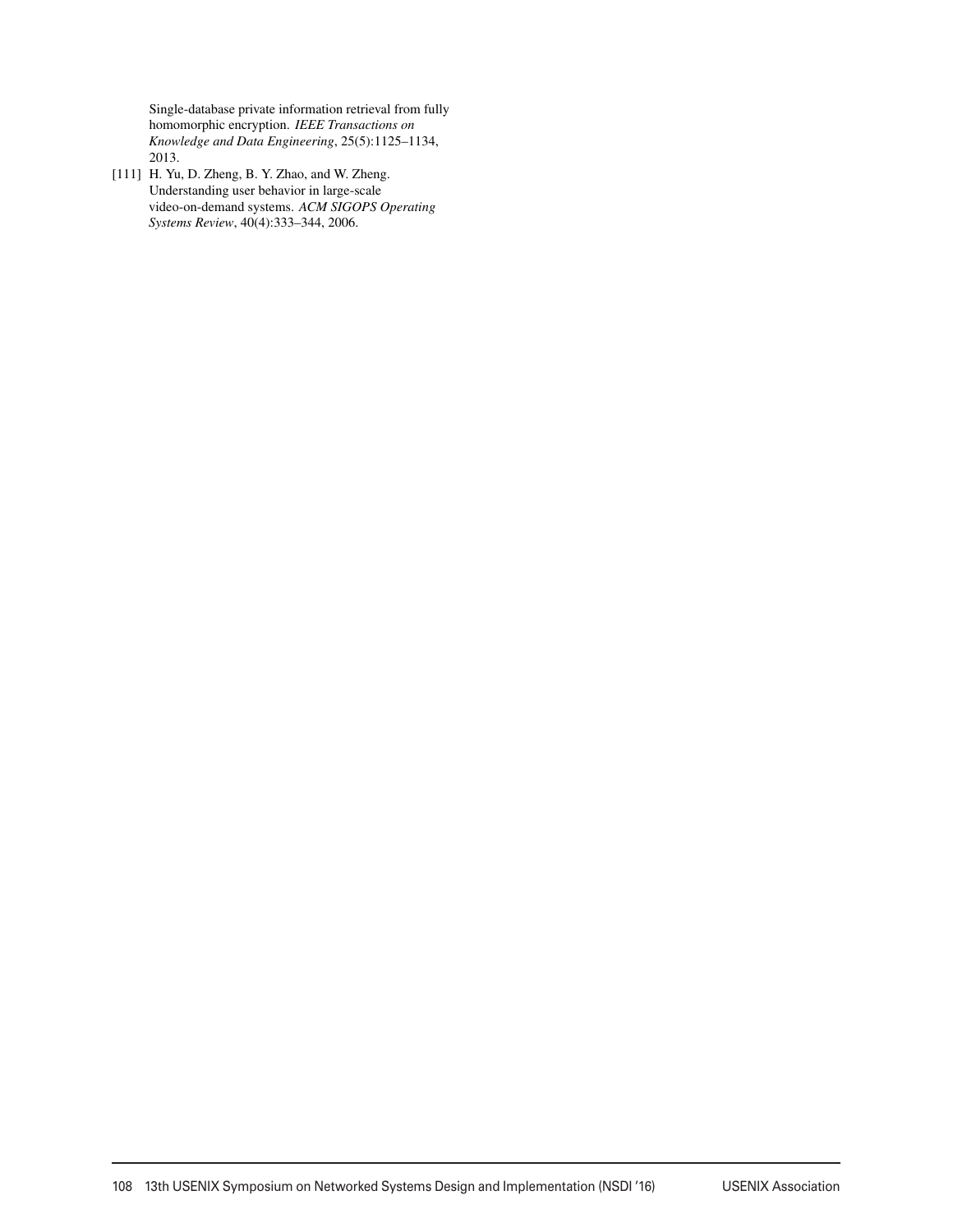Single-database private information retrieval from fully homomorphic encryption. *IEEE Transactions on Knowledge and Data Engineering*, 25(5):1125–1134, 2013.

[111] H. Yu, D. Zheng, B. Y. Zhao, and W. Zheng. Understanding user behavior in large-scale video-on-demand systems. *ACM SIGOPS Operating Systems Review*, 40(4):333–344, 2006.